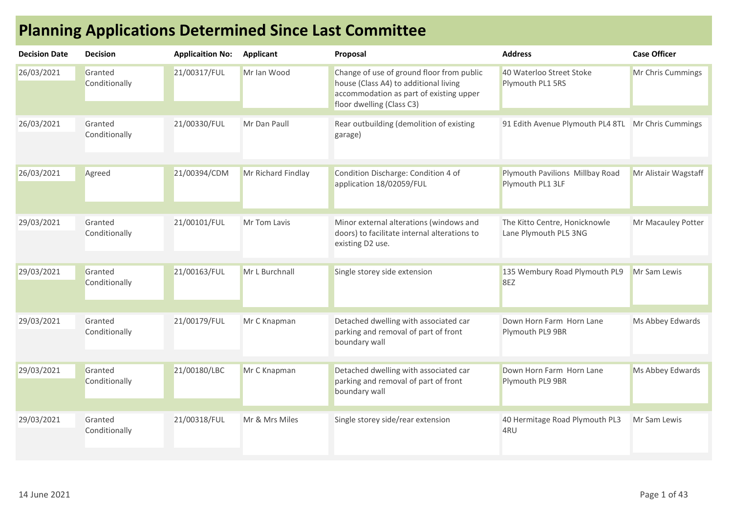# Planning Applications Determined Since Last Committee

| Decision Date | Decision | Applicaition No: | Applicant | Proposal | Address | Case Officer |
|---|---|---|---|---|---|---|
| 26/03/2021 | Granted Conditionally | 21/00317/FUL | Mr Ian Wood | Change of use of ground floor from public house (Class A4) to additional living accommodation as part of existing upper floor dwelling (Class C3) | 40 Waterloo Street Stoke Plymouth PL1 5RS | Mr Chris Cummings |
| 26/03/2021 | Granted Conditionally | 21/00330/FUL | Mr Dan Paull | Rear outbuilding (demolition of existing garage) | 91 Edith Avenue Plymouth PL4 8TL | Mr Chris Cummings |
| 26/03/2021 | Agreed | 21/00394/CDM | Mr Richard Findlay | Condition Discharge: Condition 4 of application 18/02059/FUL | Plymouth Pavilions Millbay Road Plymouth PL1 3LF | Mr Alistair Wagstaff |
| 29/03/2021 | Granted Conditionally | 21/00101/FUL | Mr Tom Lavis | Minor external alterations (windows and doors) to facilitate internal alterations to existing D2 use. | The Kitto Centre, Honicknowle Lane Plymouth PL5 3NG | Mr Macauley Potter |
| 29/03/2021 | Granted Conditionally | 21/00163/FUL | Mr L Burchnall | Single storey side extension | 135 Wembury Road Plymouth PL9 8EZ | Mr Sam Lewis |
| 29/03/2021 | Granted Conditionally | 21/00179/FUL | Mr C Knapman | Detached dwelling with associated car parking and removal of part of front boundary wall | Down Horn Farm Horn Lane Plymouth PL9 9BR | Ms Abbey Edwards |
| 29/03/2021 | Granted Conditionally | 21/00180/LBC | Mr C Knapman | Detached dwelling with associated car parking and removal of part of front boundary wall | Down Horn Farm Horn Lane Plymouth PL9 9BR | Ms Abbey Edwards |
| 29/03/2021 | Granted Conditionally | 21/00318/FUL | Mr & Mrs Miles | Single storey side/rear extension | 40 Hermitage Road Plymouth PL3 4RU | Mr Sam Lewis |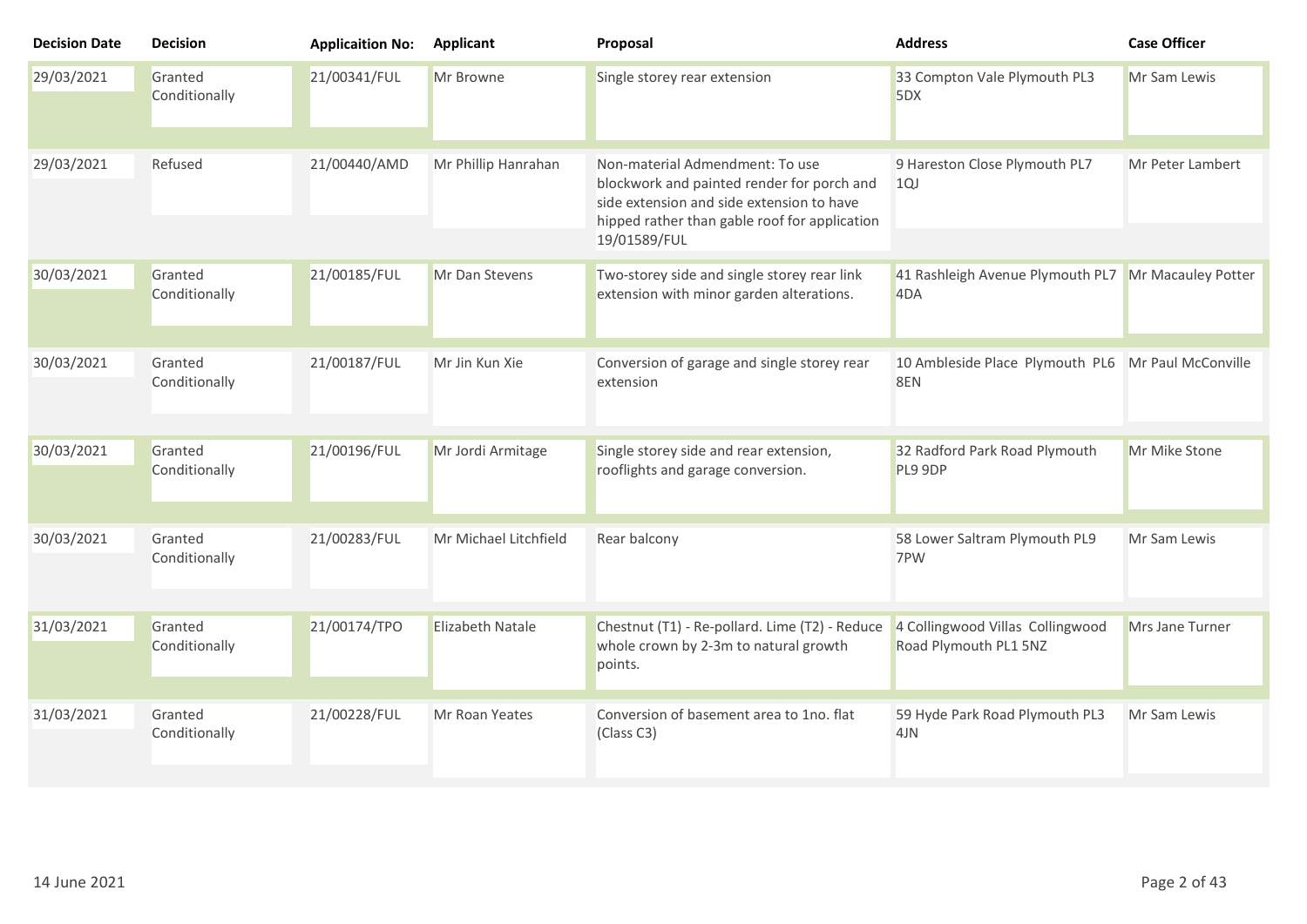| Decision Date | Decision | Applicaition No: | Applicant | Proposal | Address | Case Officer |
|---|---|---|---|---|---|---|
| 29/03/2021 | Granted Conditionally | 21/00341/FUL | Mr Browne | Single storey rear extension | 33 Compton Vale Plymouth PL3 5DX | Mr Sam Lewis |
| 29/03/2021 | Refused | 21/00440/AMD | Mr Phillip Hanrahan | Non-material Admendment: To use blockwork and painted render for porch and side extension and side extension to have hipped rather than gable roof for application 19/01589/FUL | 9 Hareston Close Plymouth PL7 1QJ | Mr Peter Lambert |
| 30/03/2021 | Granted Conditionally | 21/00185/FUL | Mr Dan Stevens | Two-storey side and single storey rear link extension with minor garden alterations. | 41 Rashleigh Avenue Plymouth PL7 4DA | Mr Macauley Potter |
| 30/03/2021 | Granted Conditionally | 21/00187/FUL | Mr Jin Kun Xie | Conversion of garage and single storey rear extension | 10 Ambleside Place Plymouth PL6 8EN | Mr Paul McConville |
| 30/03/2021 | Granted Conditionally | 21/00196/FUL | Mr Jordi Armitage | Single storey side and rear extension, rooflights and garage conversion. | 32 Radford Park Road Plymouth PL9 9DP | Mr Mike Stone |
| 30/03/2021 | Granted Conditionally | 21/00283/FUL | Mr Michael Litchfield | Rear balcony | 58 Lower Saltram Plymouth PL9 7PW | Mr Sam Lewis |
| 31/03/2021 | Granted Conditionally | 21/00174/TPO | Elizabeth Natale | Chestnut (T1) - Re-pollard. Lime (T2) - Reduce whole crown by 2-3m to natural growth points. | 4 Collingwood Villas Collingwood Road Plymouth PL1 5NZ | Mrs Jane Turner |
| 31/03/2021 | Granted Conditionally | 21/00228/FUL | Mr Roan Yeates | Conversion of basement area to 1no. flat (Class C3) | 59 Hyde Park Road Plymouth PL3 4JN | Mr Sam Lewis |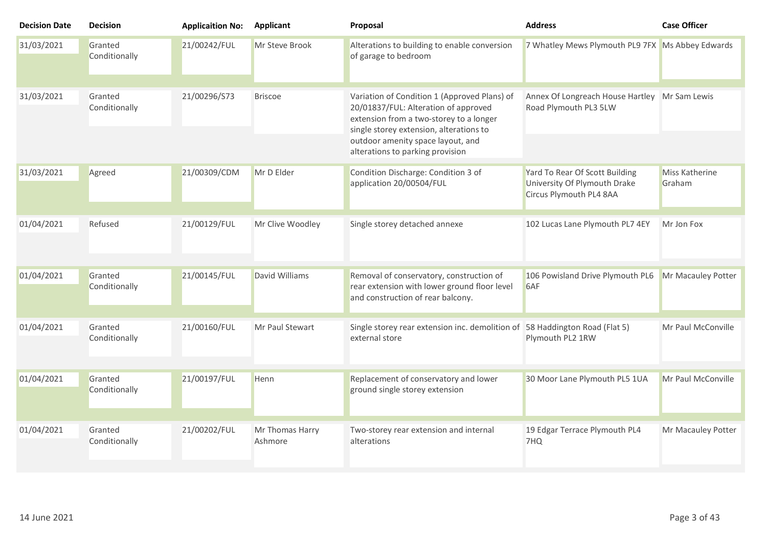| Decision Date | Decision | Applicaition No: | Applicant | Proposal | Address | Case Officer |
|---|---|---|---|---|---|---|
| 31/03/2021 | Granted Conditionally | 21/00242/FUL | Mr Steve Brook | Alterations to building to enable conversion of garage to bedroom | 7 Whatley Mews Plymouth PL9 7FX | Ms Abbey Edwards |
| 31/03/2021 | Granted Conditionally | 21/00296/S73 | Briscoe | Variation of Condition 1 (Approved Plans) of 20/01837/FUL: Alteration of approved extension from a two-storey to a longer single storey extension, alterations to outdoor amenity space layout, and alterations to parking provision | Annex Of Longreach House Hartley Road Plymouth PL3 5LW | Mr Sam Lewis |
| 31/03/2021 | Agreed | 21/00309/CDM | Mr D Elder | Condition Discharge: Condition 3 of application 20/00504/FUL | Yard To Rear Of Scott Building University Of Plymouth Drake Circus Plymouth PL4 8AA | Miss Katherine Graham |
| 01/04/2021 | Refused | 21/00129/FUL | Mr Clive Woodley | Single storey detached annexe | 102 Lucas Lane Plymouth PL7 4EY | Mr Jon Fox |
| 01/04/2021 | Granted Conditionally | 21/00145/FUL | David Williams | Removal of conservatory, construction of rear extension with lower ground floor level and construction of rear balcony. | 106 Powisland Drive Plymouth PL6 6AF | Mr Macauley Potter |
| 01/04/2021 | Granted Conditionally | 21/00160/FUL | Mr Paul Stewart | Single storey rear extension inc. demolition of external store | 58 Haddington Road (Flat 5) Plymouth PL2 1RW | Mr Paul McConville |
| 01/04/2021 | Granted Conditionally | 21/00197/FUL | Henn | Replacement of conservatory and lower ground single storey extension | 30 Moor Lane Plymouth PL5 1UA | Mr Paul McConville |
| 01/04/2021 | Granted Conditionally | 21/00202/FUL | Mr Thomas Harry Ashmore | Two-storey rear extension and internal alterations | 19 Edgar Terrace Plymouth PL4 7HQ | Mr Macauley Potter |

14 June 2021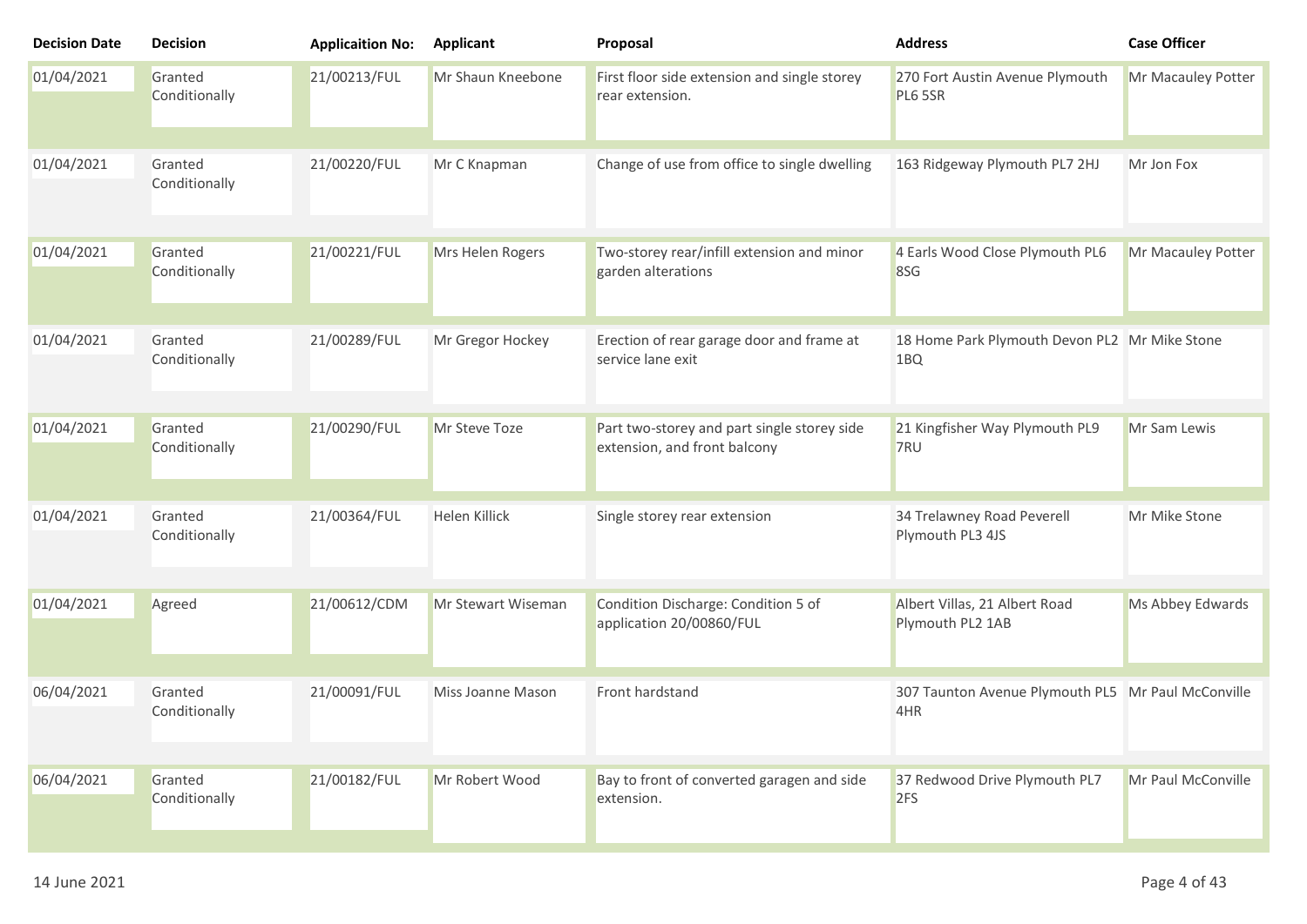| Decision Date | Decision | Applicaition No: | Applicant | Proposal | Address | Case Officer |
|---|---|---|---|---|---|---|
| 01/04/2021 | Granted Conditionally | 21/00213/FUL | Mr Shaun Kneebone | First floor side extension and single storey rear extension. | 270 Fort Austin Avenue Plymouth PL6 5SR | Mr Macauley Potter |
| 01/04/2021 | Granted Conditionally | 21/00220/FUL | Mr C Knapman | Change of use from office to single dwelling | 163 Ridgeway Plymouth PL7 2HJ | Mr Jon Fox |
| 01/04/2021 | Granted Conditionally | 21/00221/FUL | Mrs Helen Rogers | Two-storey rear/infill extension and minor garden alterations | 4 Earls Wood Close Plymouth PL6 8SG | Mr Macauley Potter |
| 01/04/2021 | Granted Conditionally | 21/00289/FUL | Mr Gregor Hockey | Erection of rear garage door and frame at service lane exit | 18 Home Park Plymouth Devon PL2 1BQ | Mr Mike Stone |
| 01/04/2021 | Granted Conditionally | 21/00290/FUL | Mr Steve Toze | Part two-storey and part single storey side extension, and front balcony | 21 Kingfisher Way Plymouth PL9 7RU | Mr Sam Lewis |
| 01/04/2021 | Granted Conditionally | 21/00364/FUL | Helen Killick | Single storey rear extension | 34 Trelawney Road Peverell Plymouth PL3 4JS | Mr Mike Stone |
| 01/04/2021 | Agreed | 21/00612/CDM | Mr Stewart Wiseman | Condition Discharge: Condition 5 of application 20/00860/FUL | Albert Villas, 21 Albert Road Plymouth PL2 1AB | Ms Abbey Edwards |
| 06/04/2021 | Granted Conditionally | 21/00091/FUL | Miss Joanne Mason | Front hardstand | 307 Taunton Avenue Plymouth PL5 4HR | Mr Paul McConville |
| 06/04/2021 | Granted Conditionally | 21/00182/FUL | Mr Robert Wood | Bay to front of converted garagen and side extension. | 37 Redwood Drive Plymouth PL7 2FS | Mr Paul McConville |

14 June 2021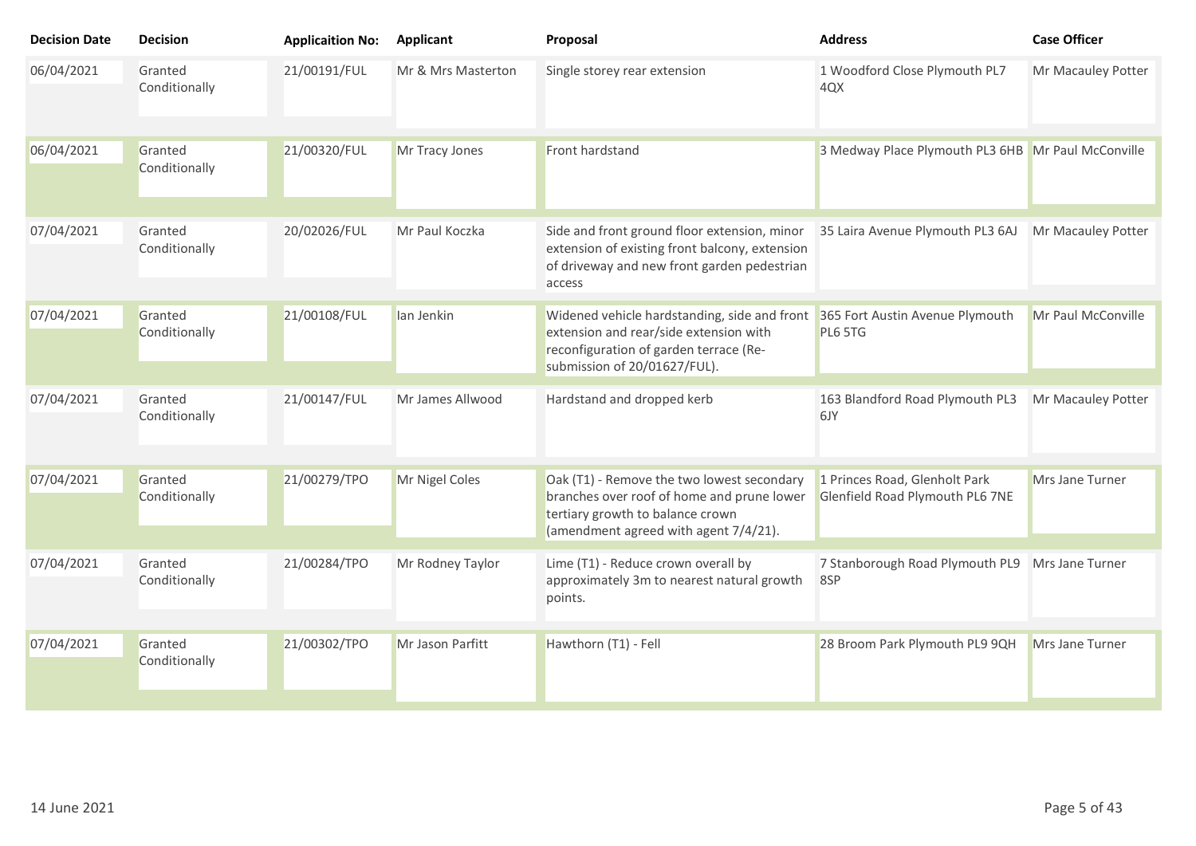| Decision Date | Decision | Applicaition No: | Applicant | Proposal | Address | Case Officer |
|---|---|---|---|---|---|---|
| 06/04/2021 | Granted Conditionally | 21/00191/FUL | Mr & Mrs Masterton | Single storey rear extension | 1 Woodford Close Plymouth PL7 4QX | Mr Macauley Potter |
| 06/04/2021 | Granted Conditionally | 21/00320/FUL | Mr Tracy Jones | Front hardstand | 3 Medway Place Plymouth PL3 6HB | Mr Paul McConville |
| 07/04/2021 | Granted Conditionally | 20/02026/FUL | Mr Paul Koczka | Side and front ground floor extension, minor extension of existing front balcony, extension of driveway and new front garden pedestrian access | 35 Laira Avenue Plymouth PL3 6AJ | Mr Macauley Potter |
| 07/04/2021 | Granted Conditionally | 21/00108/FUL | Ian Jenkin | Widened vehicle hardstanding, side and front extension and rear/side extension with reconfiguration of garden terrace (Re-submission of 20/01627/FUL). | 365 Fort Austin Avenue Plymouth PL6 5TG | Mr Paul McConville |
| 07/04/2021 | Granted Conditionally | 21/00147/FUL | Mr James Allwood | Hardstand and dropped kerb | 163 Blandford Road Plymouth PL3 6JY | Mr Macauley Potter |
| 07/04/2021 | Granted Conditionally | 21/00279/TPO | Mr Nigel Coles | Oak (T1) - Remove the two lowest secondary branches over roof of home and prune lower tertiary growth to balance crown (amendment agreed with agent 7/4/21). | 1 Princes Road, Glenholt Park Glenfield Road Plymouth PL6 7NE | Mrs Jane Turner |
| 07/04/2021 | Granted Conditionally | 21/00284/TPO | Mr Rodney Taylor | Lime (T1) - Reduce crown overall by approximately 3m to nearest natural growth points. | 7 Stanborough Road Plymouth PL9 8SP | Mrs Jane Turner |
| 07/04/2021 | Granted Conditionally | 21/00302/TPO | Mr Jason Parfitt | Hawthorn (T1) - Fell | 28 Broom Park Plymouth PL9 9QH | Mrs Jane Turner |

14 June 2021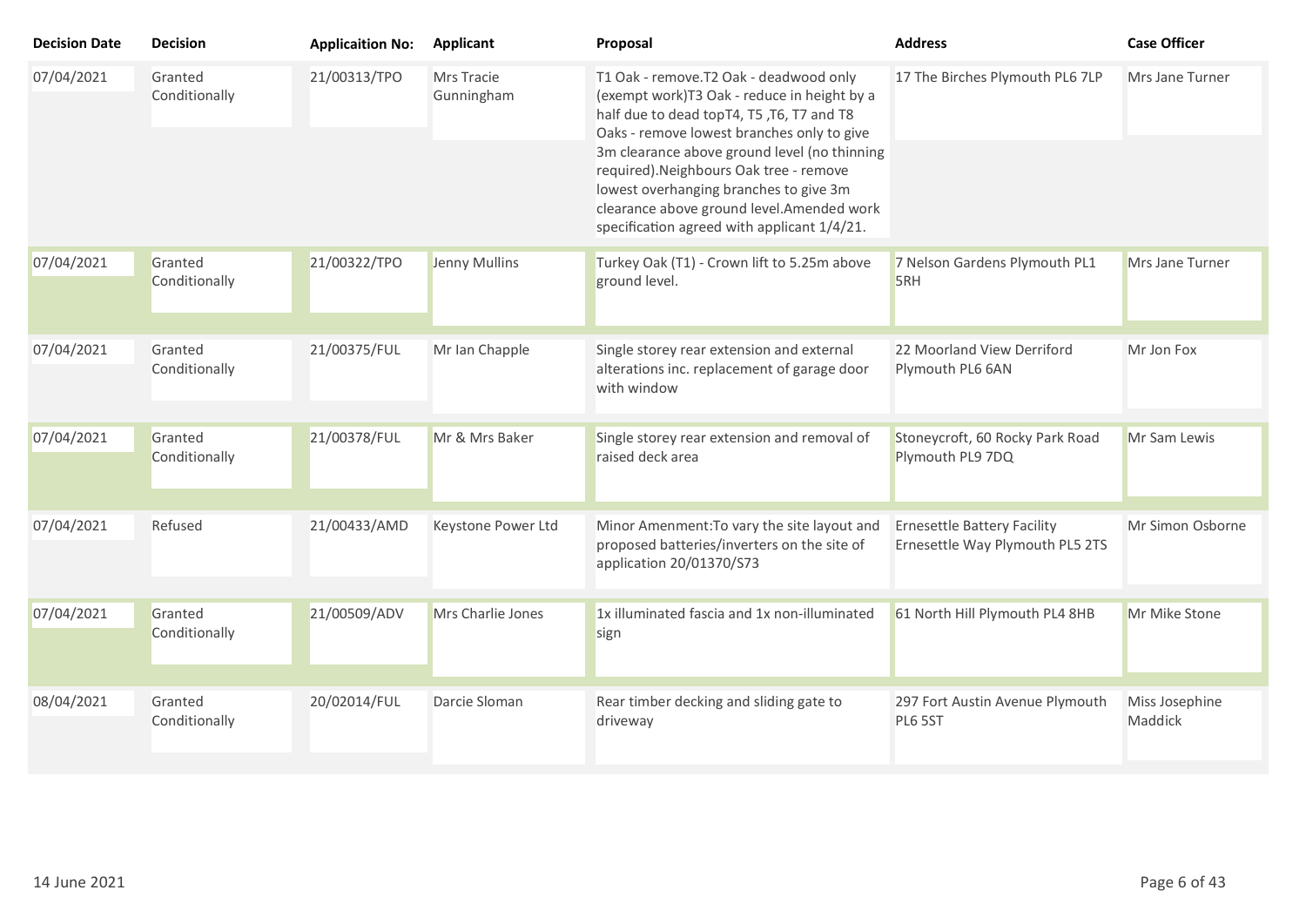| Decision Date | Decision | Applicaition No: | Applicant | Proposal | Address | Case Officer |
|---|---|---|---|---|---|---|
| 07/04/2021 | Granted Conditionally | 21/00313/TPO | Mrs Tracie Gunningham | T1 Oak - remove.T2 Oak - deadwood only (exempt work)T3 Oak - reduce in height by a half due to dead topT4, T5 ,T6, T7 and T8 Oaks - remove lowest branches only to give 3m clearance above ground level (no thinning required).Neighbours Oak tree - remove lowest overhanging branches to give 3m clearance above ground level.Amended work specification agreed with applicant 1/4/21. | 17 The Birches Plymouth PL6 7LP | Mrs Jane Turner |
| 07/04/2021 | Granted Conditionally | 21/00322/TPO | Jenny Mullins | Turkey Oak (T1) - Crown lift to 5.25m above ground level. | 7 Nelson Gardens Plymouth PL1 5RH | Mrs Jane Turner |
| 07/04/2021 | Granted Conditionally | 21/00375/FUL | Mr Ian Chapple | Single storey rear extension and external alterations inc. replacement of garage door with window | 22 Moorland View Derriford Plymouth PL6 6AN | Mr Jon Fox |
| 07/04/2021 | Granted Conditionally | 21/00378/FUL | Mr & Mrs Baker | Single storey rear extension and removal of raised deck area | Stoneycroft, 60 Rocky Park Road Plymouth PL9 7DQ | Mr Sam Lewis |
| 07/04/2021 | Refused | 21/00433/AMD | Keystone Power Ltd | Minor Amenment:To vary the site layout and proposed batteries/inverters on the site of application 20/01370/S73 | Ernesettle Battery Facility Ernesettle Way Plymouth PL5 2TS | Mr Simon Osborne |
| 07/04/2021 | Granted Conditionally | 21/00509/ADV | Mrs Charlie Jones | 1x illuminated fascia and 1x non-illuminated sign | 61 North Hill Plymouth PL4 8HB | Mr Mike Stone |
| 08/04/2021 | Granted Conditionally | 20/02014/FUL | Darcie Sloman | Rear timber decking and sliding gate to driveway | 297 Fort Austin Avenue Plymouth PL6 5ST | Miss Josephine Maddick |

14 June 2021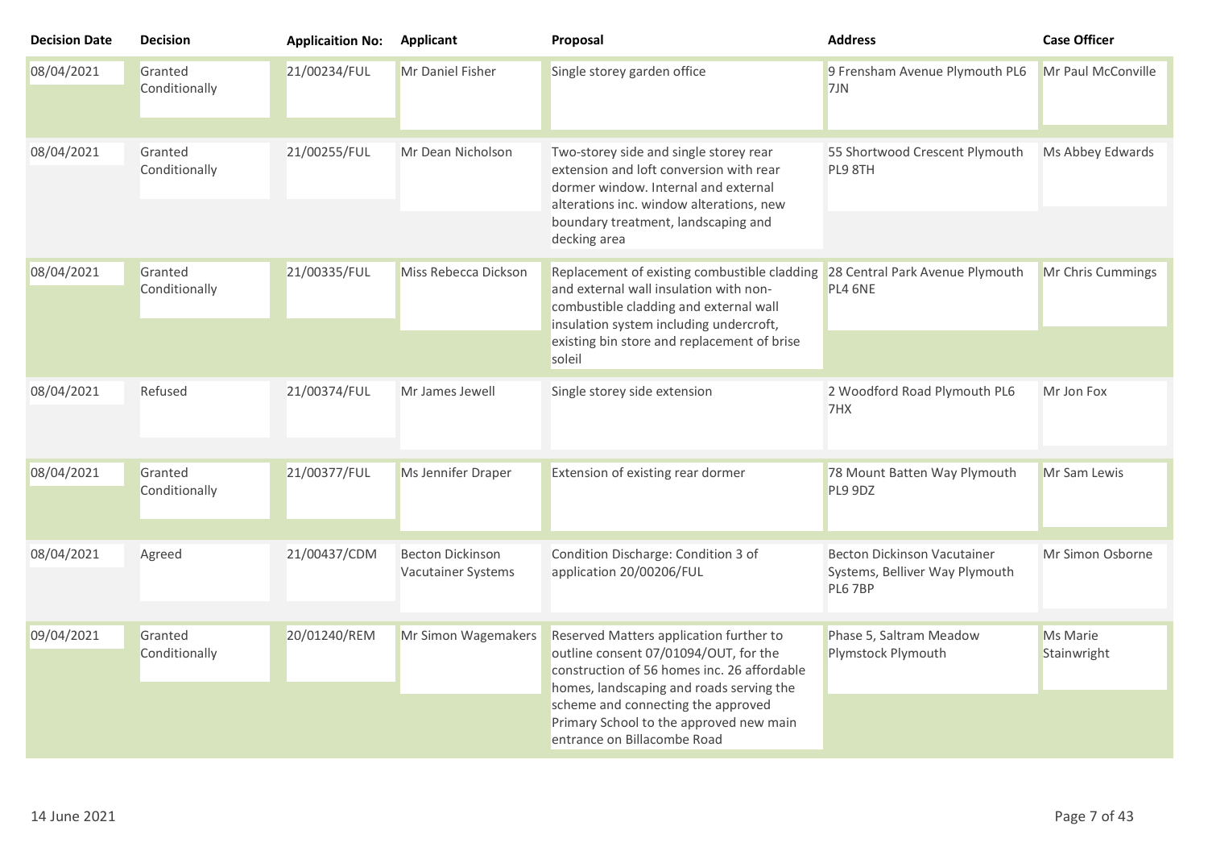| Decision Date | Decision | Applicaition No: | Applicant | Proposal | Address | Case Officer |
|---|---|---|---|---|---|---|
| 08/04/2021 | Granted Conditionally | 21/00234/FUL | Mr Daniel Fisher | Single storey garden office | 9 Frensham Avenue Plymouth PL6 7JN | Mr Paul McConville |
| 08/04/2021 | Granted Conditionally | 21/00255/FUL | Mr Dean Nicholson | Two-storey side and single storey rear extension and loft conversion with rear dormer window. Internal and external alterations inc. window alterations, new boundary treatment, landscaping and decking area | 55 Shortwood Crescent Plymouth PL9 8TH | Ms Abbey Edwards |
| 08/04/2021 | Granted Conditionally | 21/00335/FUL | Miss Rebecca Dickson | Replacement of existing combustible cladding and external wall insulation with non-combustible cladding and external wall insulation system including undercroft, existing bin store and replacement of brise soleil | 28 Central Park Avenue Plymouth PL4 6NE | Mr Chris Cummings |
| 08/04/2021 | Refused | 21/00374/FUL | Mr James Jewell | Single storey side extension | 2 Woodford Road Plymouth PL6 7HX | Mr Jon Fox |
| 08/04/2021 | Granted Conditionally | 21/00377/FUL | Ms Jennifer Draper | Extension of existing rear dormer | 78 Mount Batten Way Plymouth PL9 9DZ | Mr Sam Lewis |
| 08/04/2021 | Agreed | 21/00437/CDM | Becton Dickinson Vacutainer Systems | Condition Discharge: Condition 3 of application 20/00206/FUL | Becton Dickinson Vacutainer Systems, Belliver Way Plymouth PL6 7BP | Mr Simon Osborne |
| 09/04/2021 | Granted Conditionally | 20/01240/REM | Mr Simon Wagemakers | Reserved Matters application further to outline consent 07/01094/OUT, for the construction of 56 homes inc. 26 affordable homes, landscaping and roads serving the scheme and connecting the approved Primary School to the approved new main entrance on Billacombe Road | Phase 5, Saltram Meadow Plymstock Plymouth | Ms Marie Stainwright |

14 June 2021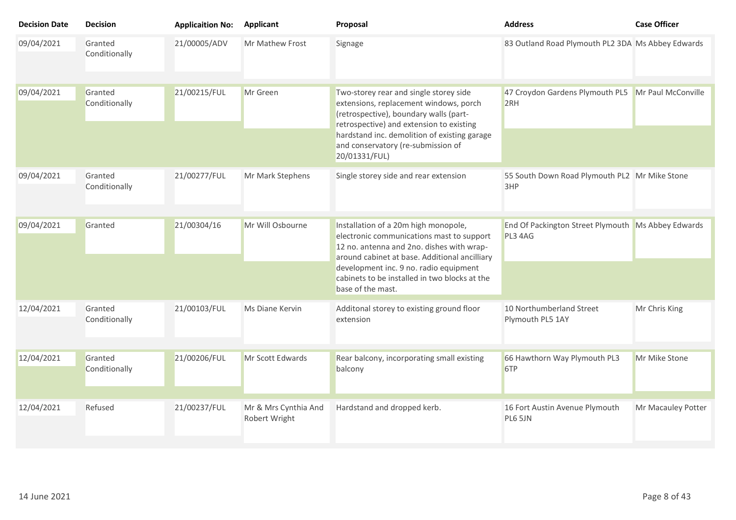| Decision Date | Decision | Applicaition No: | Applicant | Proposal | Address | Case Officer |
|---|---|---|---|---|---|---|
| 09/04/2021 | Granted Conditionally | 21/00005/ADV | Mr Mathew Frost | Signage | 83 Outland Road Plymouth PL2 3DA | Ms Abbey Edwards |
| 09/04/2021 | Granted Conditionally | 21/00215/FUL | Mr Green | Two-storey rear and single storey side extensions, replacement windows, porch (retrospective), boundary walls (part-retrospective) and extension to existing hardstand inc. demolition of existing garage and conservatory (re-submission of 20/01331/FUL) | 47 Croydon Gardens Plymouth PL5 2RH | Mr Paul McConville |
| 09/04/2021 | Granted Conditionally | 21/00277/FUL | Mr Mark Stephens | Single storey side and rear extension | 55 South Down Road Plymouth PL2 3HP | Mr Mike Stone |
| 09/04/2021 | Granted | 21/00304/16 | Mr Will Osbourne | Installation of a 20m high monopole, electronic communications mast to support 12 no. antenna and 2no. dishes with wrap-around cabinet at base. Additional ancilliary development inc. 9 no. radio equipment cabinets to be installed in two blocks at the base of the mast. | End Of Packington Street Plymouth PL3 4AG | Ms Abbey Edwards |
| 12/04/2021 | Granted Conditionally | 21/00103/FUL | Ms Diane Kervin | Additonal storey to existing ground floor extension | 10 Northumberland Street Plymouth PL5 1AY | Mr Chris King |
| 12/04/2021 | Granted Conditionally | 21/00206/FUL | Mr Scott Edwards | Rear balcony, incorporating small existing balcony | 66 Hawthorn Way Plymouth PL3 6TP | Mr Mike Stone |
| 12/04/2021 | Refused | 21/00237/FUL | Mr & Mrs Cynthia And Robert Wright | Hardstand and dropped kerb. | 16 Fort Austin Avenue Plymouth PL6 5JN | Mr Macauley Potter |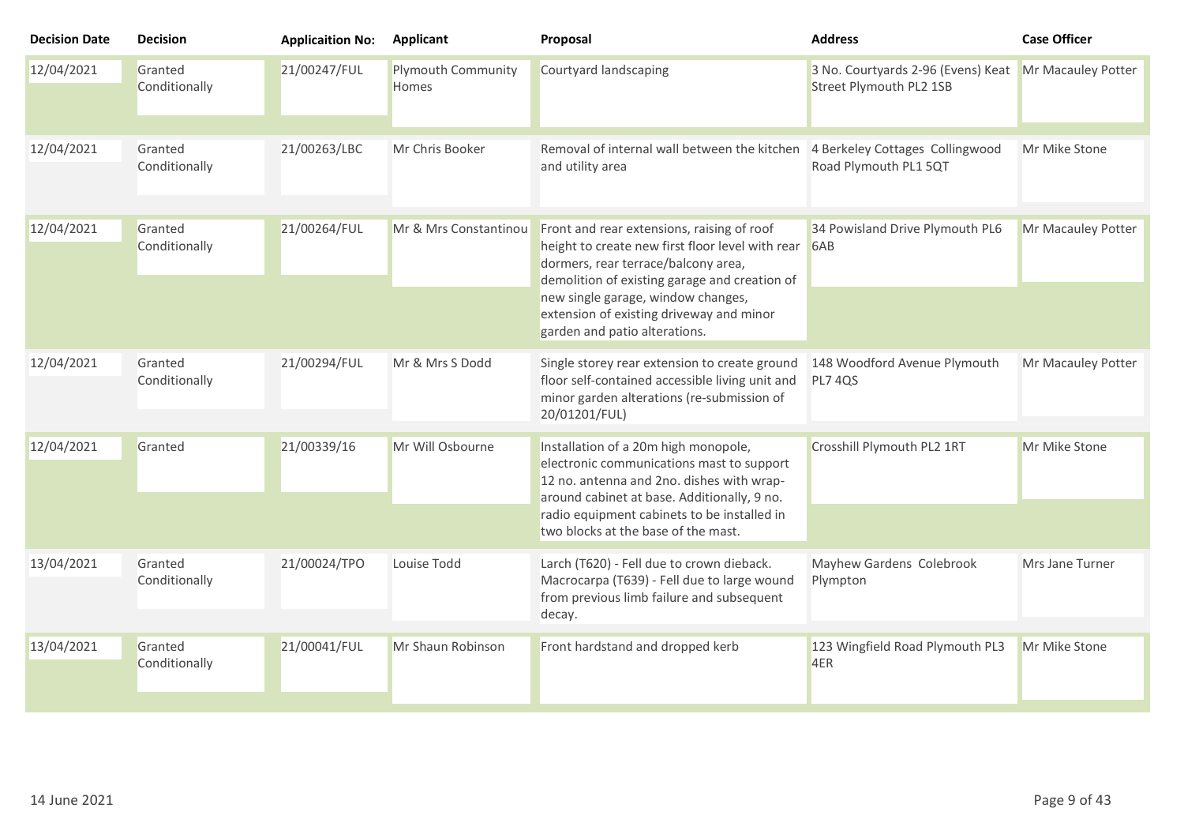| Decision Date | Decision | Applicaition No: | Applicant | Proposal | Address | Case Officer |
|---|---|---|---|---|---|---|
| 12/04/2021 | Granted Conditionally | 21/00247/FUL | Plymouth Community Homes | Courtyard landscaping | 3 No. Courtyards 2-96 (Evens) Keat Street Plymouth PL2 1SB | Mr Macauley Potter |
| 12/04/2021 | Granted Conditionally | 21/00263/LBC | Mr Chris Booker | Removal of internal wall between the kitchen and utility area | 4 Berkeley Cottages Collingwood Road Plymouth PL1 5QT | Mr Mike Stone |
| 12/04/2021 | Granted Conditionally | 21/00264/FUL | Mr & Mrs Constantinou | Front and rear extensions, raising of roof height to create new first floor level with rear dormers, rear terrace/balcony area, demolition of existing garage and creation of new single garage, window changes, extension of existing driveway and minor garden and patio alterations. | 34 Powisland Drive Plymouth PL6 6AB | Mr Macauley Potter |
| 12/04/2021 | Granted Conditionally | 21/00294/FUL | Mr & Mrs S Dodd | Single storey rear extension to create ground floor self-contained accessible living unit and minor garden alterations (re-submission of 20/01201/FUL) | 148 Woodford Avenue Plymouth PL7 4QS | Mr Macauley Potter |
| 12/04/2021 | Granted | 21/00339/16 | Mr Will Osbourne | Installation of a 20m high monopole, electronic communications mast to support 12 no. antenna and 2no. dishes with wrap-around cabinet at base. Additionally, 9 no. radio equipment cabinets to be installed in two blocks at the base of the mast. | Crosshill Plymouth PL2 1RT | Mr Mike Stone |
| 13/04/2021 | Granted Conditionally | 21/00024/TPO | Louise Todd | Larch (T620) - Fell due to crown dieback. Macrocarpa (T639) - Fell due to large wound from previous limb failure and subsequent decay. | Mayhew Gardens Colebrook Plympton | Mrs Jane Turner |
| 13/04/2021 | Granted Conditionally | 21/00041/FUL | Mr Shaun Robinson | Front hardstand and dropped kerb | 123 Wingfield Road Plymouth PL3 4ER | Mr Mike Stone |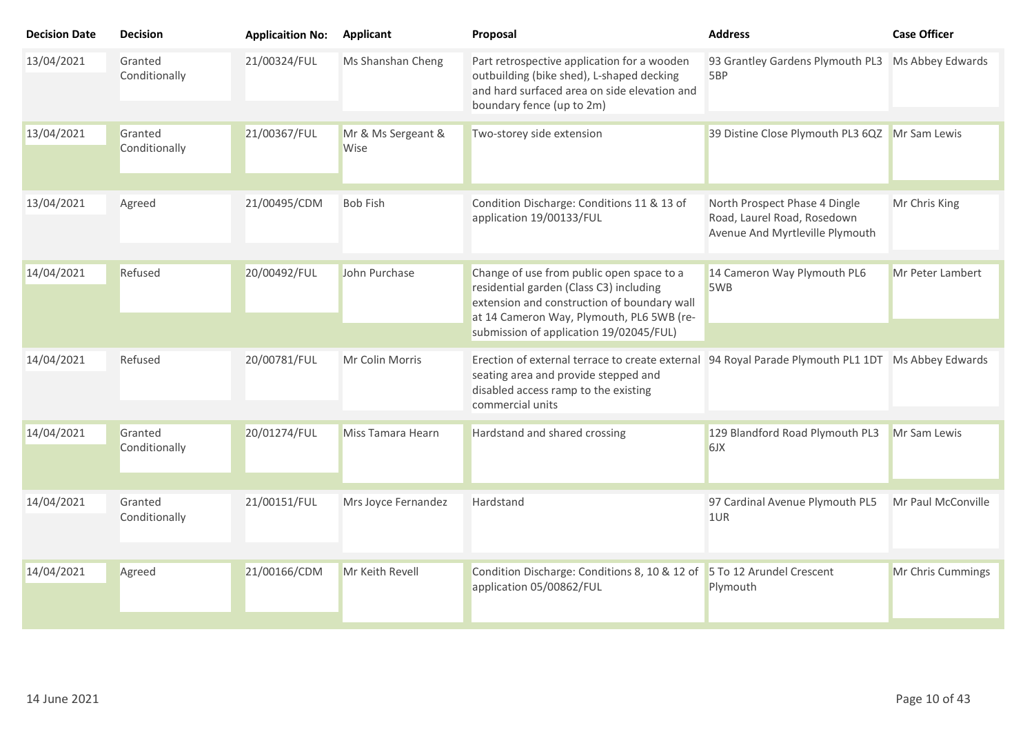| Decision Date | Decision | Applicaition No: | Applicant | Proposal | Address | Case Officer |
|---|---|---|---|---|---|---|
| 13/04/2021 | Granted Conditionally | 21/00324/FUL | Ms Shanshan Cheng | Part retrospective application for a wooden outbuilding (bike shed), L-shaped decking and hard surfaced area on side elevation and boundary fence (up to 2m) | 93 Grantley Gardens Plymouth PL3 5BP | Ms Abbey Edwards |
| 13/04/2021 | Granted Conditionally | 21/00367/FUL | Mr & Ms Sergeant & Wise | Two-storey side extension | 39 Distine Close Plymouth PL3 6QZ | Mr Sam Lewis |
| 13/04/2021 | Agreed | 21/00495/CDM | Bob Fish | Condition Discharge: Conditions 11 & 13 of application 19/00133/FUL | North Prospect Phase 4 Dingle Road, Laurel Road, Rosedown Avenue And Myrtleville Plymouth | Mr Chris King |
| 14/04/2021 | Refused | 20/00492/FUL | John Purchase | Change of use from public open space to a residential garden (Class C3) including extension and construction of boundary wall at 14 Cameron Way, Plymouth, PL6 5WB (re-submission of application 19/02045/FUL) | 14 Cameron Way Plymouth PL6 5WB | Mr Peter Lambert |
| 14/04/2021 | Refused | 20/00781/FUL | Mr Colin Morris | Erection of external terrace to create external seating area and provide stepped and disabled access ramp to the existing commercial units | 94 Royal Parade Plymouth PL1 1DT | Ms Abbey Edwards |
| 14/04/2021 | Granted Conditionally | 20/01274/FUL | Miss Tamara Hearn | Hardstand and shared crossing | 129 Blandford Road Plymouth PL3 6JX | Mr Sam Lewis |
| 14/04/2021 | Granted Conditionally | 21/00151/FUL | Mrs Joyce Fernandez | Hardstand | 97 Cardinal Avenue Plymouth PL5 1UR | Mr Paul McConville |
| 14/04/2021 | Agreed | 21/00166/CDM | Mr Keith Revell | Condition Discharge: Conditions 8, 10 & 12 of application 05/00862/FUL | 5 To 12 Arundel Crescent Plymouth | Mr Chris Cummings |

14 June 2021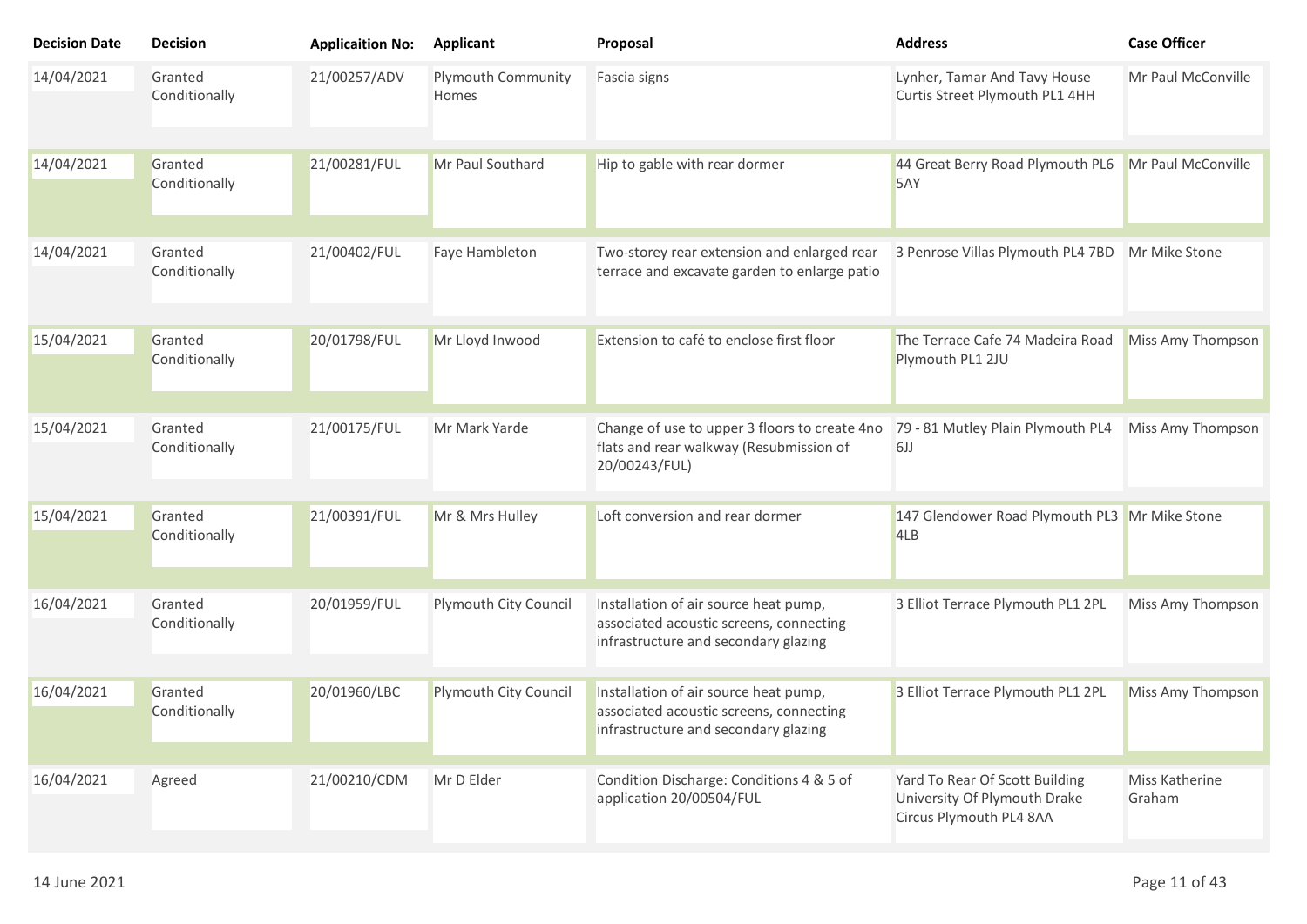| Decision Date | Decision | Applicaition No: | Applicant | Proposal | Address | Case Officer |
| --- | --- | --- | --- | --- | --- | --- |
| 14/04/2021 | Granted Conditionally | 21/00257/ADV | Plymouth Community Homes | Fascia signs | Lynher, Tamar And Tavy House Curtis Street Plymouth PL1 4HH | Mr Paul McConville |
| 14/04/2021 | Granted Conditionally | 21/00281/FUL | Mr Paul Southard | Hip to gable with rear dormer | 44 Great Berry Road Plymouth PL6 5AY | Mr Paul McConville |
| 14/04/2021 | Granted Conditionally | 21/00402/FUL | Faye Hambleton | Two-storey rear extension and enlarged rear terrace and excavate garden to enlarge patio | 3 Penrose Villas Plymouth PL4 7BD | Mr Mike Stone |
| 15/04/2021 | Granted Conditionally | 20/01798/FUL | Mr Lloyd Inwood | Extension to café to enclose first floor | The Terrace Cafe 74 Madeira Road Plymouth PL1 2JU | Miss Amy Thompson |
| 15/04/2021 | Granted Conditionally | 21/00175/FUL | Mr Mark Yarde | Change of use to upper 3 floors to create 4no flats and rear walkway (Resubmission of 20/00243/FUL) | 79 - 81 Mutley Plain Plymouth PL4 6JJ | Miss Amy Thompson |
| 15/04/2021 | Granted Conditionally | 21/00391/FUL | Mr & Mrs Hulley | Loft conversion and rear dormer | 147 Glendower Road Plymouth PL3 4LB | Mr Mike Stone |
| 16/04/2021 | Granted Conditionally | 20/01959/FUL | Plymouth City Council | Installation of air source heat pump, associated acoustic screens, connecting infrastructure and secondary glazing | 3 Elliot Terrace Plymouth PL1 2PL | Miss Amy Thompson |
| 16/04/2021 | Granted Conditionally | 20/01960/LBC | Plymouth City Council | Installation of air source heat pump, associated acoustic screens, connecting infrastructure and secondary glazing | 3 Elliot Terrace Plymouth PL1 2PL | Miss Amy Thompson |
| 16/04/2021 | Agreed | 21/00210/CDM | Mr D Elder | Condition Discharge: Conditions 4 & 5 of application 20/00504/FUL | Yard To Rear Of Scott Building University Of Plymouth Drake Circus Plymouth PL4 8AA | Miss Katherine Graham |

14 June 2021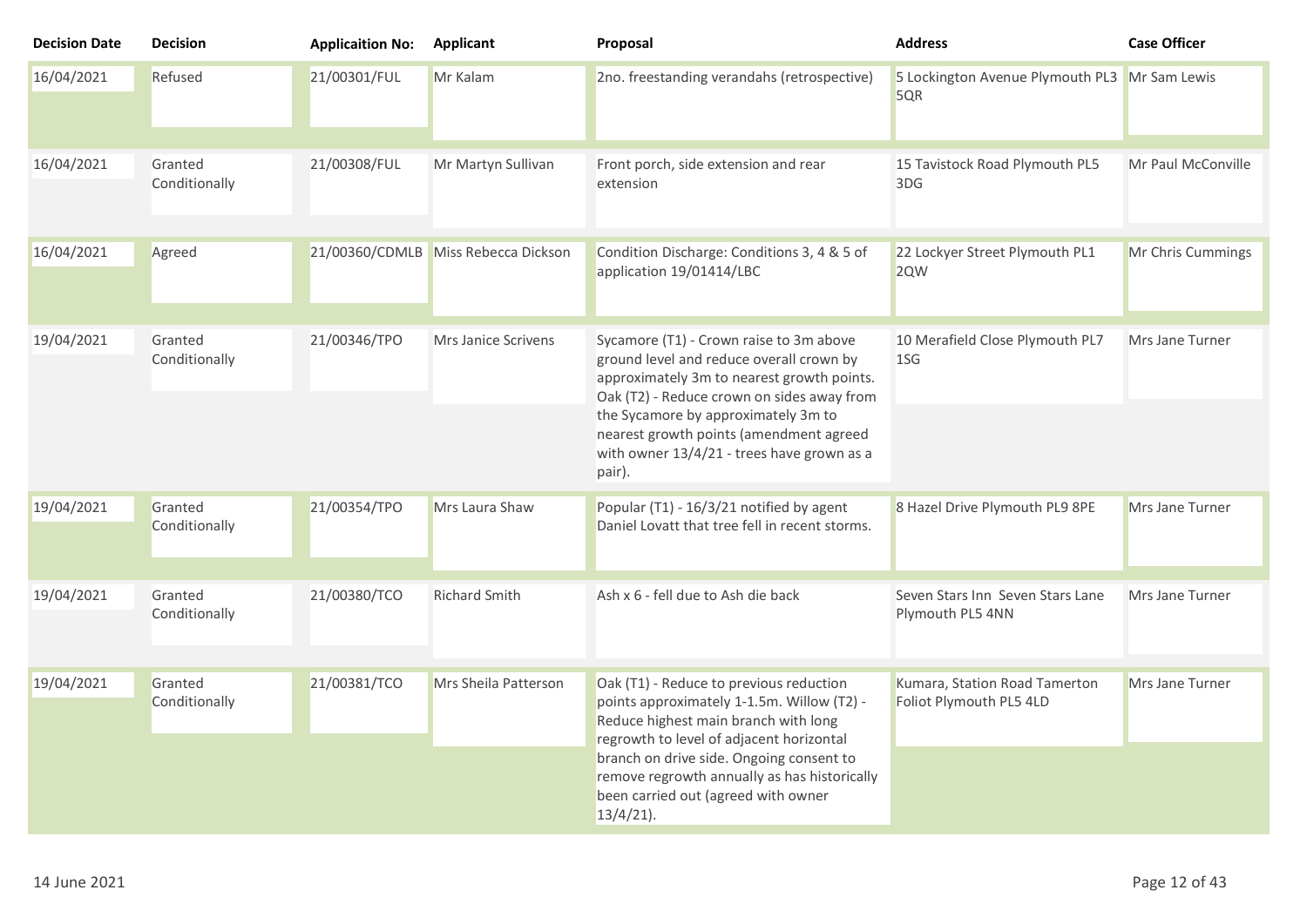| Decision Date | Decision | Applicaition No: | Applicant | Proposal | Address | Case Officer |
|---|---|---|---|---|---|---|
| 16/04/2021 | Refused | 21/00301/FUL | Mr Kalam | 2no. freestanding verandahs (retrospective) | 5 Lockington Avenue Plymouth PL3 5QR | Mr Sam Lewis |
| 16/04/2021 | Granted Conditionally | 21/00308/FUL | Mr Martyn Sullivan | Front porch, side extension and rear extension | 15 Tavistock Road Plymouth PL5 3DG | Mr Paul McConville |
| 16/04/2021 | Agreed | 21/00360/CDMLB | Miss Rebecca Dickson | Condition Discharge: Conditions 3, 4 & 5 of application 19/01414/LBC | 22 Lockyer Street Plymouth PL1 2QW | Mr Chris Cummings |
| 19/04/2021 | Granted Conditionally | 21/00346/TPO | Mrs Janice Scrivens | Sycamore (T1) - Crown raise to 3m above ground level and reduce overall crown by approximately 3m to nearest growth points. Oak (T2) - Reduce crown on sides away from the Sycamore by approximately 3m to nearest growth points (amendment agreed with owner 13/4/21 - trees have grown as a pair). | 10 Merafield Close Plymouth PL7 1SG | Mrs Jane Turner |
| 19/04/2021 | Granted Conditionally | 21/00354/TPO | Mrs Laura Shaw | Popular (T1) - 16/3/21 notified by agent Daniel Lovatt that tree fell in recent storms. | 8 Hazel Drive Plymouth PL9 8PE | Mrs Jane Turner |
| 19/04/2021 | Granted Conditionally | 21/00380/TCO | Richard Smith | Ash x 6 - fell due to Ash die back | Seven Stars Inn Seven Stars Lane Plymouth PL5 4NN | Mrs Jane Turner |
| 19/04/2021 | Granted Conditionally | 21/00381/TCO | Mrs Sheila Patterson | Oak (T1) - Reduce to previous reduction points approximately 1-1.5m. Willow (T2) - Reduce highest main branch with long regrowth to level of adjacent horizontal branch on drive side. Ongoing consent to remove regrowth annually as has historically been carried out (agreed with owner 13/4/21). | Kumara, Station Road Tamerton Foliot Plymouth PL5 4LD | Mrs Jane Turner |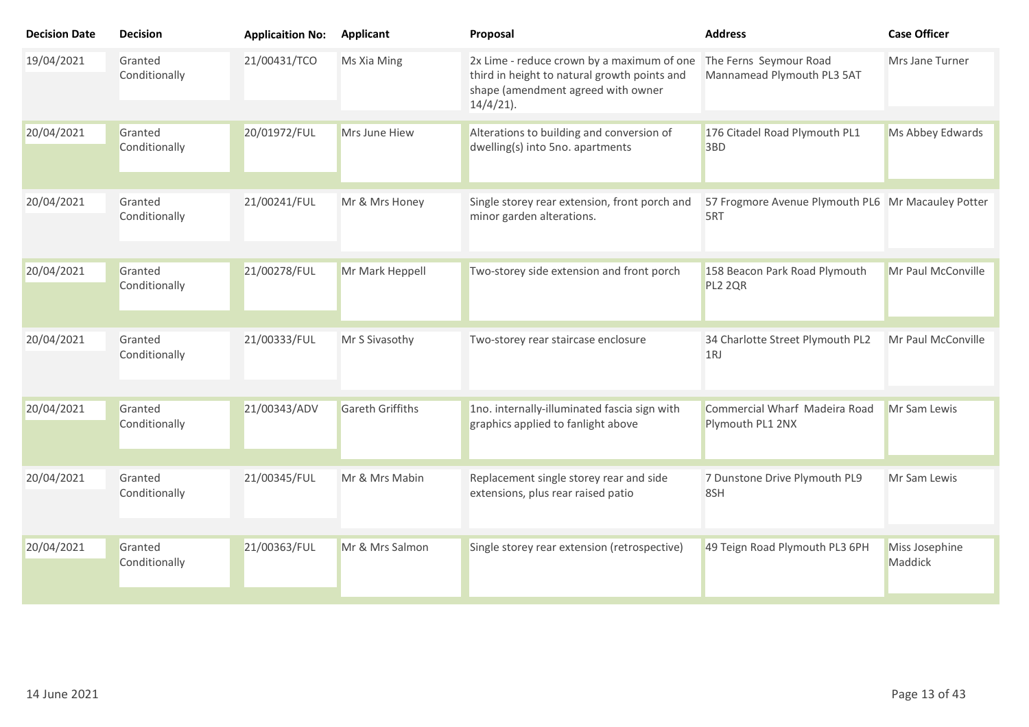| Decision Date | Decision | Applicaition No: | Applicant | Proposal | Address | Case Officer |
|---|---|---|---|---|---|---|
| 19/04/2021 | Granted Conditionally | 21/00431/TCO | Ms Xia Ming | 2x Lime - reduce crown by a maximum of one third in height to natural growth points and shape (amendment agreed with owner 14/4/21). | The Ferns Seymour Road Mannamead Plymouth PL3 5AT | Mrs Jane Turner |
| 20/04/2021 | Granted Conditionally | 20/01972/FUL | Mrs June Hiew | Alterations to building and conversion of dwelling(s) into 5no. apartments | 176 Citadel Road Plymouth PL1 3BD | Ms Abbey Edwards |
| 20/04/2021 | Granted Conditionally | 21/00241/FUL | Mr & Mrs Honey | Single storey rear extension, front porch and minor garden alterations. | 57 Frogmore Avenue Plymouth PL6 5RT | Mr Macauley Potter |
| 20/04/2021 | Granted Conditionally | 21/00278/FUL | Mr Mark Heppell | Two-storey side extension and front porch | 158 Beacon Park Road Plymouth PL2 2QR | Mr Paul McConville |
| 20/04/2021 | Granted Conditionally | 21/00333/FUL | Mr S Sivasothy | Two-storey rear staircase enclosure | 34 Charlotte Street Plymouth PL2 1RJ | Mr Paul McConville |
| 20/04/2021 | Granted Conditionally | 21/00343/ADV | Gareth Griffiths | 1no. internally-illuminated fascia sign with graphics applied to fanlight above | Commercial Wharf Madeira Road Plymouth PL1 2NX | Mr Sam Lewis |
| 20/04/2021 | Granted Conditionally | 21/00345/FUL | Mr & Mrs Mabin | Replacement single storey rear and side extensions, plus rear raised patio | 7 Dunstone Drive Plymouth PL9 8SH | Mr Sam Lewis |
| 20/04/2021 | Granted Conditionally | 21/00363/FUL | Mr & Mrs Salmon | Single storey rear extension (retrospective) | 49 Teign Road Plymouth PL3 6PH | Miss Josephine Maddick |

14 June 2021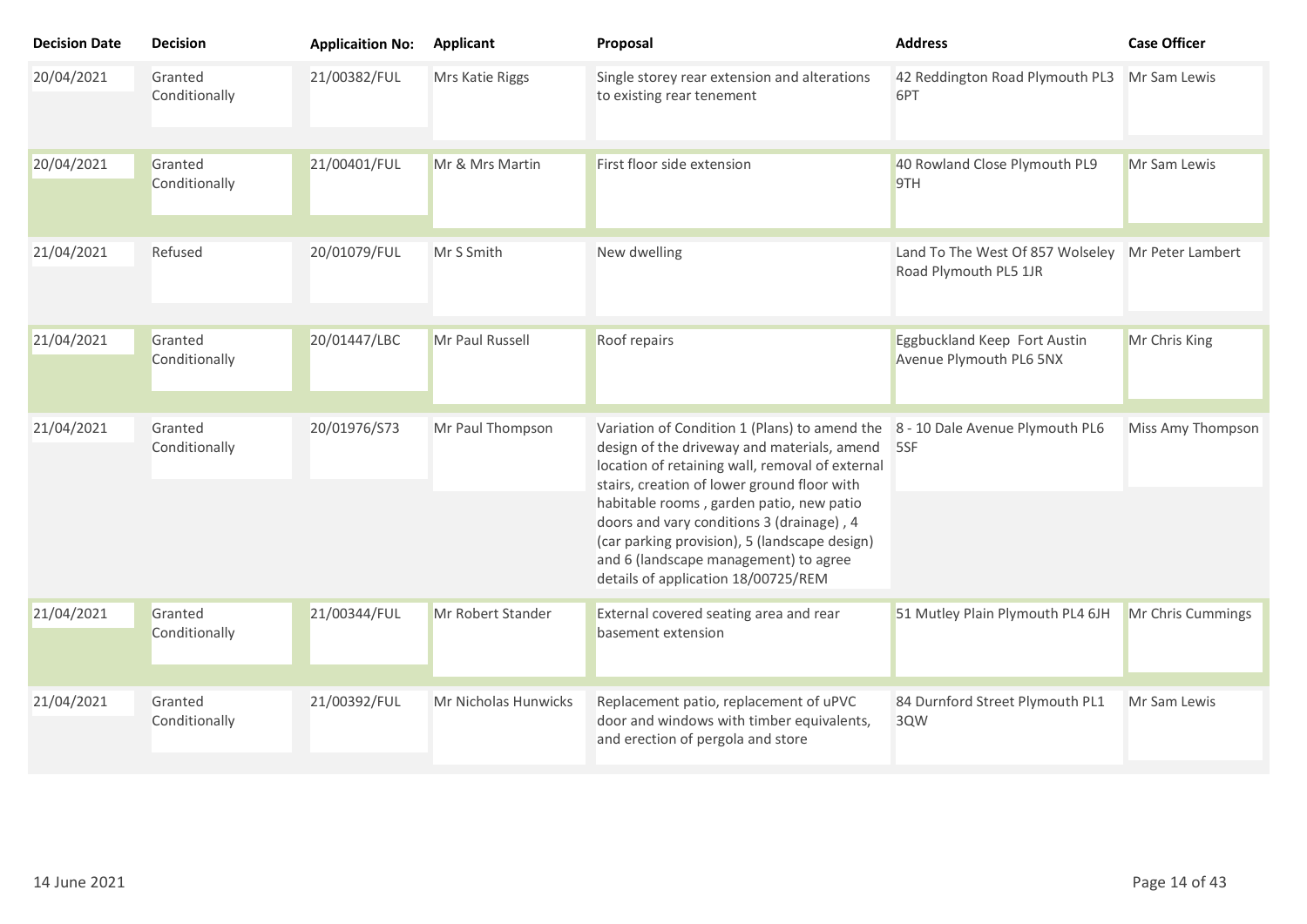| Decision Date | Decision | Applicaition No: | Applicant | Proposal | Address | Case Officer |
|---|---|---|---|---|---|---|
| 20/04/2021 | Granted Conditionally | 21/00382/FUL | Mrs Katie Riggs | Single storey rear extension and alterations to existing rear tenement | 42 Reddington Road Plymouth PL3 6PT | Mr Sam Lewis |
| 20/04/2021 | Granted Conditionally | 21/00401/FUL | Mr & Mrs Martin | First floor side extension | 40 Rowland Close Plymouth PL9 9TH | Mr Sam Lewis |
| 21/04/2021 | Refused | 20/01079/FUL | Mr S Smith | New dwelling | Land To The West Of 857 Wolseley Road Plymouth PL5 1JR | Mr Peter Lambert |
| 21/04/2021 | Granted Conditionally | 20/01447/LBC | Mr Paul Russell | Roof repairs | Eggbuckland Keep Fort Austin Avenue Plymouth PL6 5NX | Mr Chris King |
| 21/04/2021 | Granted Conditionally | 20/01976/S73 | Mr Paul Thompson | Variation of Condition 1 (Plans) to amend the design of the driveway and materials, amend location of retaining wall, removal of external stairs, creation of lower ground floor with habitable rooms , garden patio, new patio doors and vary conditions 3 (drainage) , 4 (car parking provision), 5 (landscape design) and 6 (landscape management) to agree details of application 18/00725/REM | 8 - 10 Dale Avenue Plymouth PL6 5SF | Miss Amy Thompson |
| 21/04/2021 | Granted Conditionally | 21/00344/FUL | Mr Robert Stander | External covered seating area and rear basement extension | 51 Mutley Plain Plymouth PL4 6JH | Mr Chris Cummings |
| 21/04/2021 | Granted Conditionally | 21/00392/FUL | Mr Nicholas Hunwicks | Replacement patio, replacement of uPVC door and windows with timber equivalents, and erection of pergola and store | 84 Durnford Street Plymouth PL1 3QW | Mr Sam Lewis |

14 June 2021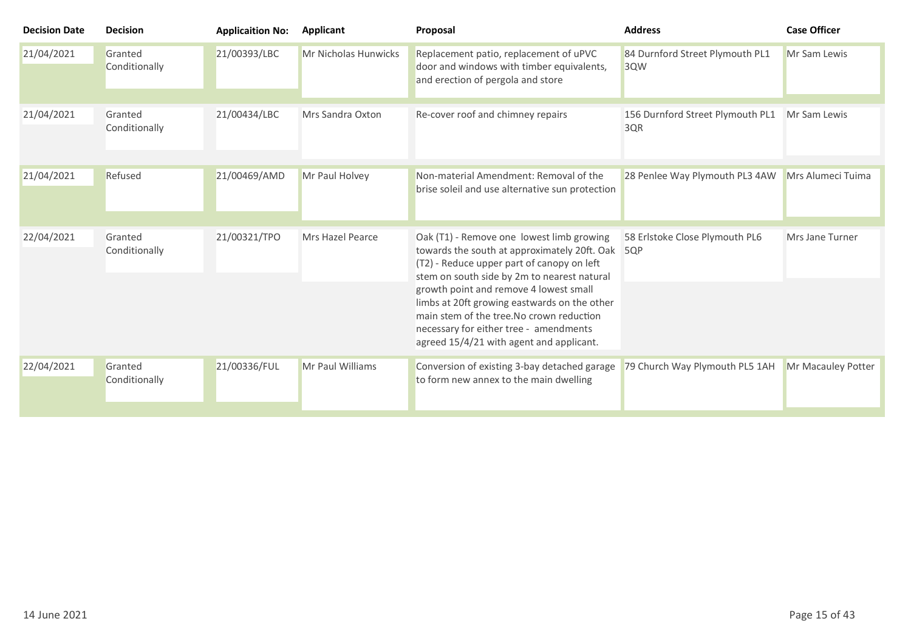| Decision Date | Decision | Applicaition No: | Applicant | Proposal | Address | Case Officer |
|---|---|---|---|---|---|---|
| 21/04/2021 | Granted Conditionally | 21/00393/LBC | Mr Nicholas Hunwicks | Replacement patio, replacement of uPVC door and windows with timber equivalents, and erection of pergola and store | 84 Durnford Street Plymouth PL1 3QW | Mr Sam Lewis |
| 21/04/2021 | Granted Conditionally | 21/00434/LBC | Mrs Sandra Oxton | Re-cover roof and chimney repairs | 156 Durnford Street Plymouth PL1 3QR | Mr Sam Lewis |
| 21/04/2021 | Refused | 21/00469/AMD | Mr Paul Holvey | Non-material Amendment: Removal of the brise soleil and use alternative sun protection | 28 Penlee Way Plymouth PL3 4AW | Mrs Alumeci Tuima |
| 22/04/2021 | Granted Conditionally | 21/00321/TPO | Mrs Hazel Pearce | Oak (T1) - Remove one lowest limb growing towards the south at approximately 20ft. Oak (T2) - Reduce upper part of canopy on left stem on south side by 2m to nearest natural growth point and remove 4 lowest small limbs at 20ft growing eastwards on the other main stem of the tree.No crown reduction necessary for either tree - amendments agreed 15/4/21 with agent and applicant. | 58 Erlstoke Close Plymouth PL6 5QP | Mrs Jane Turner |
| 22/04/2021 | Granted Conditionally | 21/00336/FUL | Mr Paul Williams | Conversion of existing 3-bay detached garage to form new annex to the main dwelling | 79 Church Way Plymouth PL5 1AH | Mr Macauley Potter |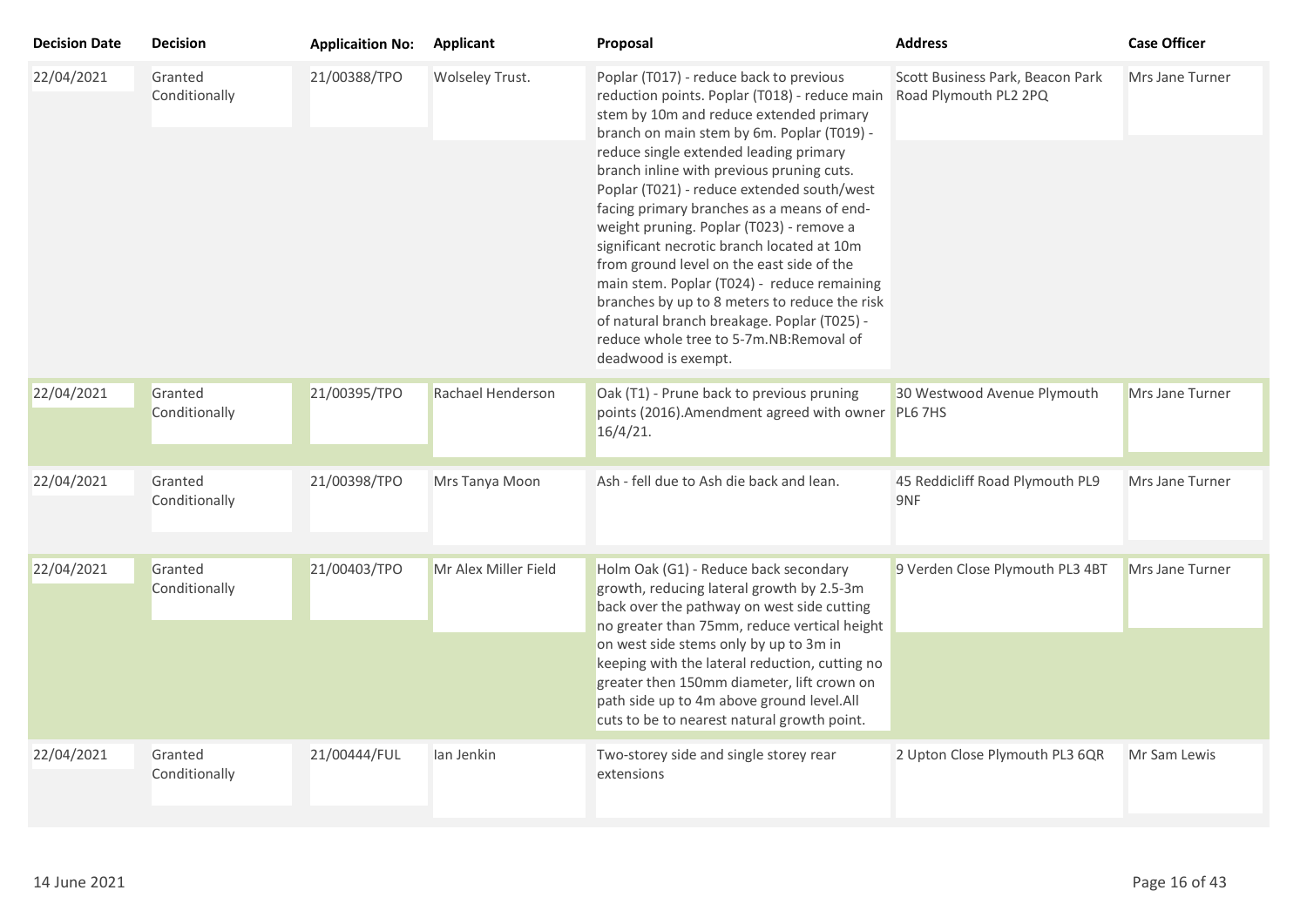| Decision Date | Decision | Applicaition No: | Applicant | Proposal | Address | Case Officer |
|---|---|---|---|---|---|---|
| 22/04/2021 | Granted Conditionally | 21/00388/TPO | Wolseley Trust. | Poplar (T017) - reduce back to previous reduction points. Poplar (T018) - reduce main stem by 10m and reduce extended primary branch on main stem by 6m. Poplar (T019) - reduce single extended leading primary branch inline with previous pruning cuts. Poplar (T021) - reduce extended south/west facing primary branches as a means of end-weight pruning. Poplar (T023) - remove a significant necrotic branch located at 10m from ground level on the east side of the main stem. Poplar (T024) - reduce remaining branches by up to 8 meters to reduce the risk of natural branch breakage. Poplar (T025) - reduce whole tree to 5-7m.NB:Removal of deadwood is exempt. | Scott Business Park, Beacon Park Road Plymouth PL2 2PQ | Mrs Jane Turner |
| 22/04/2021 | Granted Conditionally | 21/00395/TPO | Rachael Henderson | Oak (T1) - Prune back to previous pruning points (2016).Amendment agreed with owner 16/4/21. | 30 Westwood Avenue Plymouth PL6 7HS | Mrs Jane Turner |
| 22/04/2021 | Granted Conditionally | 21/00398/TPO | Mrs Tanya Moon | Ash - fell due to Ash die back and lean. | 45 Reddicliff Road Plymouth PL9 9NF | Mrs Jane Turner |
| 22/04/2021 | Granted Conditionally | 21/00403/TPO | Mr Alex Miller Field | Holm Oak (G1) - Reduce back secondary growth, reducing lateral growth by 2.5-3m back over the pathway on west side cutting no greater than 75mm, reduce vertical height on west side stems only by up to 3m in keeping with the lateral reduction, cutting no greater then 150mm diameter, lift crown on path side up to 4m above ground level.All cuts to be to nearest natural growth point. | 9 Verden Close Plymouth PL3 4BT | Mrs Jane Turner |
| 22/04/2021 | Granted Conditionally | 21/00444/FUL | Ian Jenkin | Two-storey side and single storey rear extensions | 2 Upton Close Plymouth PL3 6QR | Mr Sam Lewis |

14 June 2021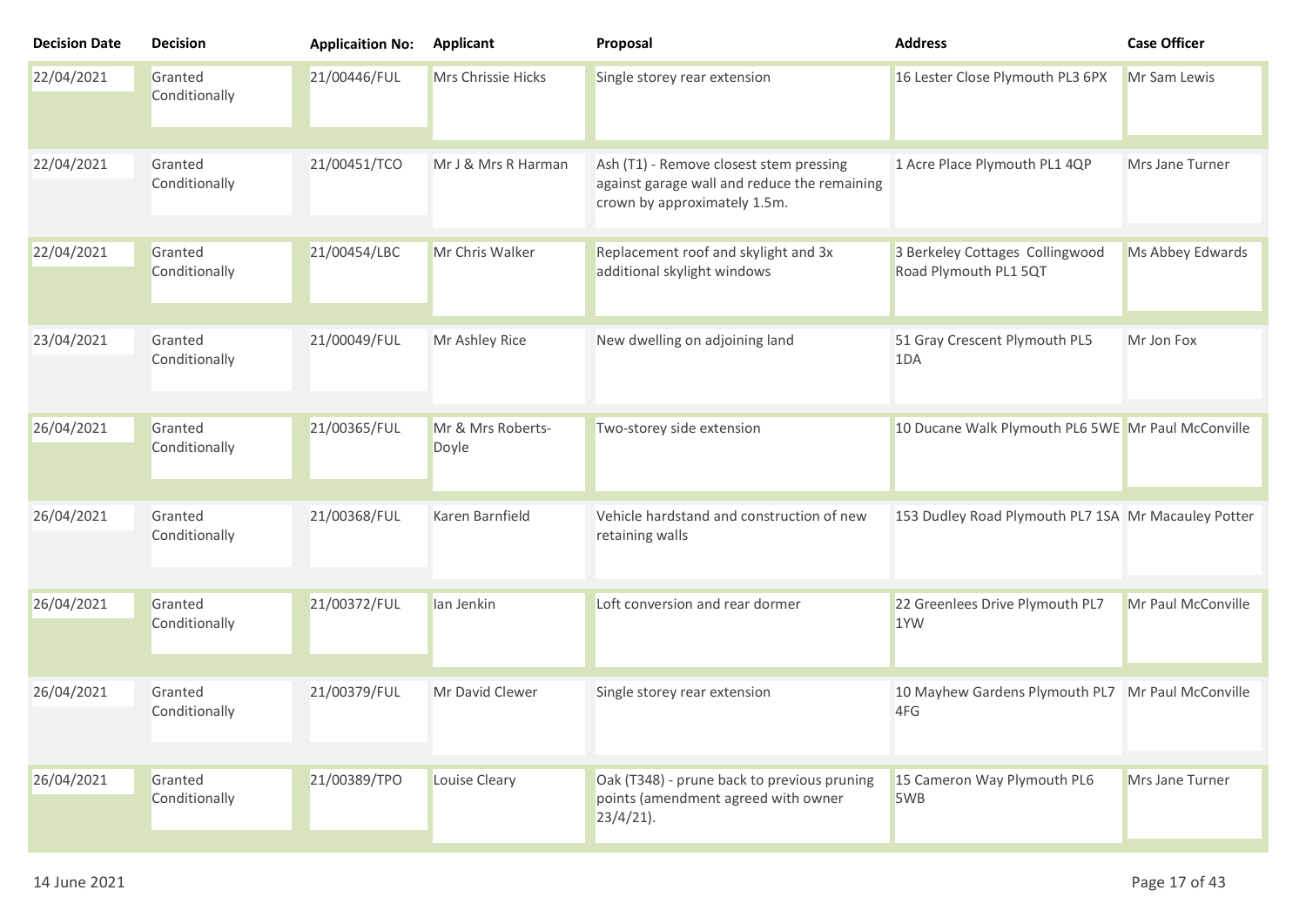| Decision Date | Decision | Applicaition No: | Applicant | Proposal | Address | Case Officer |
|---|---|---|---|---|---|---|
| 22/04/2021 | Granted Conditionally | 21/00446/FUL | Mrs Chrissie Hicks | Single storey rear extension | 16 Lester Close Plymouth PL3 6PX | Mr Sam Lewis |
| 22/04/2021 | Granted Conditionally | 21/00451/TCO | Mr J & Mrs R Harman | Ash (T1) - Remove closest stem pressing against garage wall and reduce the remaining crown by approximately 1.5m. | 1 Acre Place Plymouth PL1 4QP | Mrs Jane Turner |
| 22/04/2021 | Granted Conditionally | 21/00454/LBC | Mr Chris Walker | Replacement roof and skylight and 3x additional skylight windows | 3 Berkeley Cottages Collingwood Road Plymouth PL1 5QT | Ms Abbey Edwards |
| 23/04/2021 | Granted Conditionally | 21/00049/FUL | Mr Ashley Rice | New dwelling on adjoining land | 51 Gray Crescent Plymouth PL5 1DA | Mr Jon Fox |
| 26/04/2021 | Granted Conditionally | 21/00365/FUL | Mr & Mrs Roberts-Doyle | Two-storey side extension | 10 Ducane Walk Plymouth PL6 5WE | Mr Paul McConville |
| 26/04/2021 | Granted Conditionally | 21/00368/FUL | Karen Barnfield | Vehicle hardstand and construction of new retaining walls | 153 Dudley Road Plymouth PL7 1SA | Mr Macauley Potter |
| 26/04/2021 | Granted Conditionally | 21/00372/FUL | Ian Jenkin | Loft conversion and rear dormer | 22 Greenlees Drive Plymouth PL7 1YW | Mr Paul McConville |
| 26/04/2021 | Granted Conditionally | 21/00379/FUL | Mr David Clewer | Single storey rear extension | 10 Mayhew Gardens Plymouth PL7 4FG | Mr Paul McConville |
| 26/04/2021 | Granted Conditionally | 21/00389/TPO | Louise Cleary | Oak (T348) - prune back to previous pruning points (amendment agreed with owner 23/4/21). | 15 Cameron Way Plymouth PL6 5WB | Mrs Jane Turner |

14 June 2021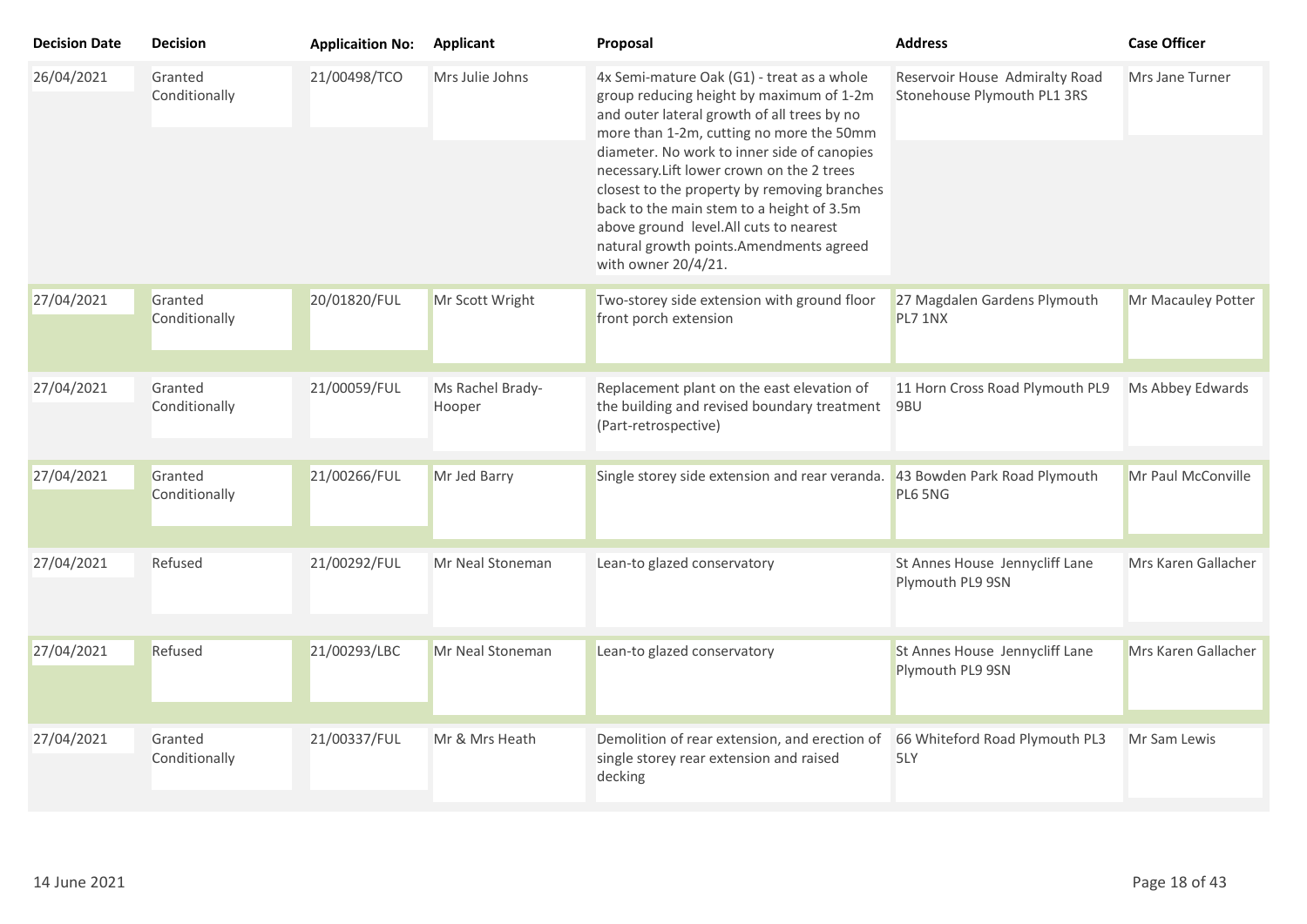| Decision Date | Decision | Applicaition No: | Applicant | Proposal | Address | Case Officer |
| --- | --- | --- | --- | --- | --- | --- |
| 26/04/2021 | Granted Conditionally | 21/00498/TCO | Mrs Julie Johns | 4x Semi-mature Oak (G1) - treat as a whole group reducing height by maximum of 1-2m and outer lateral growth of all trees by no more than 1-2m, cutting no more the 50mm diameter. No work to inner side of canopies necessary.Lift lower crown on the 2 trees closest to the property by removing branches back to the main stem to a height of 3.5m above ground level.All cuts to nearest natural growth points.Amendments agreed with owner 20/4/21. | Reservoir House Admiralty Road Stonehouse Plymouth PL1 3RS | Mrs Jane Turner |
| 27/04/2021 | Granted Conditionally | 20/01820/FUL | Mr Scott Wright | Two-storey side extension with ground floor front porch extension | 27 Magdalen Gardens Plymouth PL7 1NX | Mr Macauley Potter |
| 27/04/2021 | Granted Conditionally | 21/00059/FUL | Ms Rachel Brady-Hooper | Replacement plant on the east elevation of the building and revised boundary treatment (Part-retrospective) | 11 Horn Cross Road Plymouth PL9 9BU | Ms Abbey Edwards |
| 27/04/2021 | Granted Conditionally | 21/00266/FUL | Mr Jed Barry | Single storey side extension and rear veranda. | 43 Bowden Park Road Plymouth PL6 5NG | Mr Paul McConville |
| 27/04/2021 | Refused | 21/00292/FUL | Mr Neal Stoneman | Lean-to glazed conservatory | St Annes House Jennycliff Lane Plymouth PL9 9SN | Mrs Karen Gallacher |
| 27/04/2021 | Refused | 21/00293/LBC | Mr Neal Stoneman | Lean-to glazed conservatory | St Annes House Jennycliff Lane Plymouth PL9 9SN | Mrs Karen Gallacher |
| 27/04/2021 | Granted Conditionally | 21/00337/FUL | Mr & Mrs Heath | Demolition of rear extension, and erection of single storey rear extension and raised decking | 66 Whiteford Road Plymouth PL3 5LY | Mr Sam Lewis |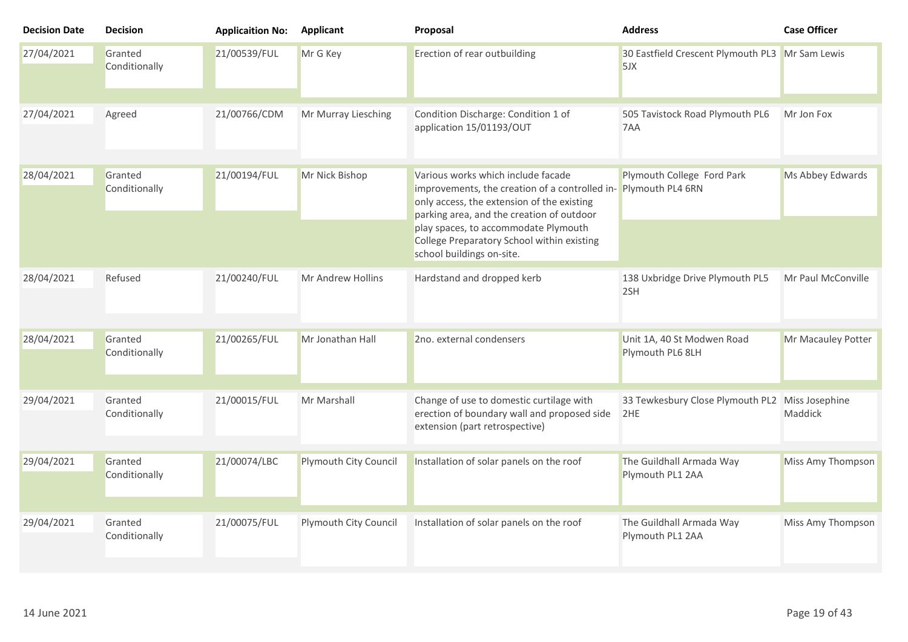| Decision Date | Decision | Applicaition No: | Applicant | Proposal | Address | Case Officer |
|---|---|---|---|---|---|---|
| 27/04/2021 | Granted Conditionally | 21/00539/FUL | Mr G Key | Erection of rear outbuilding | 30 Eastfield Crescent Plymouth PL3 5JX | Mr Sam Lewis |
| 27/04/2021 | Agreed | 21/00766/CDM | Mr Murray Liesching | Condition Discharge: Condition 1 of application 15/01193/OUT | 505 Tavistock Road Plymouth PL6 7AA | Mr Jon Fox |
| 28/04/2021 | Granted Conditionally | 21/00194/FUL | Mr Nick Bishop | Various works which include facade improvements, the creation of a controlled in-only access, the extension of the existing parking area, and the creation of outdoor play spaces, to accommodate Plymouth College Preparatory School within existing school buildings on-site. | Plymouth College Ford Park Plymouth PL4 6RN | Ms Abbey Edwards |
| 28/04/2021 | Refused | 21/00240/FUL | Mr Andrew Hollins | Hardstand and dropped kerb | 138 Uxbridge Drive Plymouth PL5 2SH | Mr Paul McConville |
| 28/04/2021 | Granted Conditionally | 21/00265/FUL | Mr Jonathan Hall | 2no. external condensers | Unit 1A, 40 St Modwen Road Plymouth PL6 8LH | Mr Macauley Potter |
| 29/04/2021 | Granted Conditionally | 21/00015/FUL | Mr Marshall | Change of use to domestic curtilage with erection of boundary wall and proposed side extension (part retrospective) | 33 Tewkesbury Close Plymouth PL2 2HE | Miss Josephine Maddick |
| 29/04/2021 | Granted Conditionally | 21/00074/LBC | Plymouth City Council | Installation of solar panels on the roof | The Guildhall Armada Way Plymouth PL1 2AA | Miss Amy Thompson |
| 29/04/2021 | Granted Conditionally | 21/00075/FUL | Plymouth City Council | Installation of solar panels on the roof | The Guildhall Armada Way Plymouth PL1 2AA | Miss Amy Thompson |

14 June 2021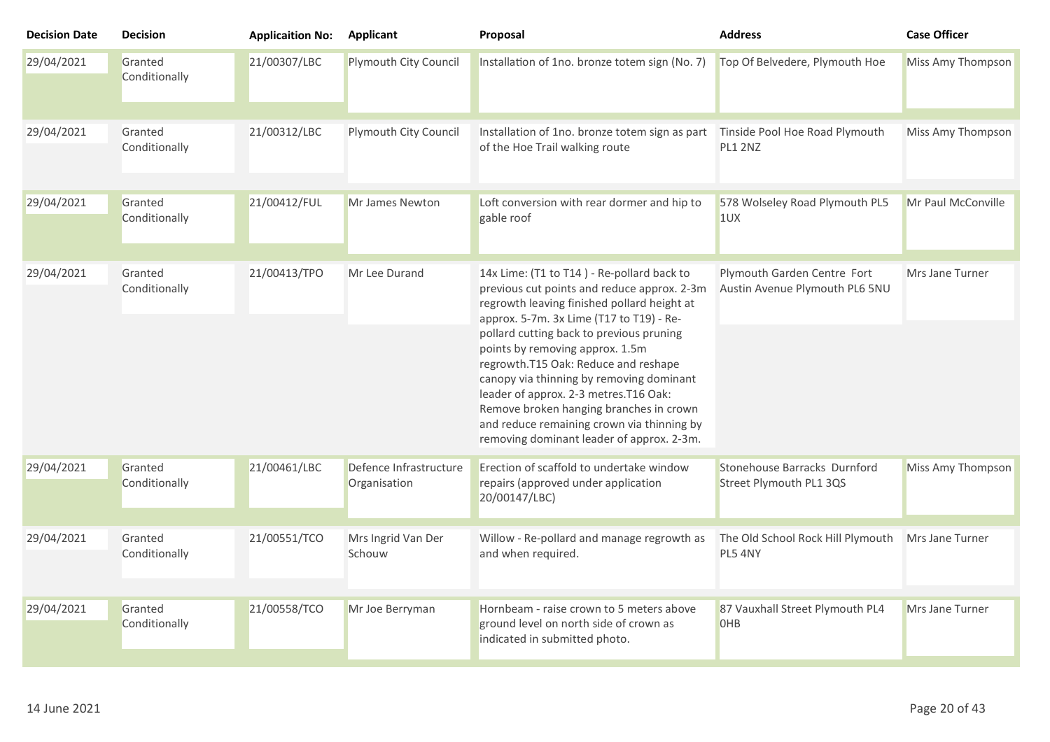| Decision Date | Decision | Applicaition No: | Applicant | Proposal | Address | Case Officer |
|---|---|---|---|---|---|---|
| 29/04/2021 | Granted Conditionally | 21/00307/LBC | Plymouth City Council | Installation of 1no. bronze totem sign (No. 7) | Top Of Belvedere, Plymouth Hoe | Miss Amy Thompson |
| 29/04/2021 | Granted Conditionally | 21/00312/LBC | Plymouth City Council | Installation of 1no. bronze totem sign as part of the Hoe Trail walking route | Tinside Pool Hoe Road Plymouth PL1 2NZ | Miss Amy Thompson |
| 29/04/2021 | Granted Conditionally | 21/00412/FUL | Mr James Newton | Loft conversion with rear dormer and hip to gable roof | 578 Wolseley Road Plymouth PL5 1UX | Mr Paul McConville |
| 29/04/2021 | Granted Conditionally | 21/00413/TPO | Mr Lee Durand | 14x Lime: (T1 to T14 ) - Re-pollard back to previous cut points and reduce approx. 2-3m regrowth leaving finished pollard height at approx. 5-7m. 3x Lime (T17 to T19) - Re-pollard cutting back to previous pruning points by removing approx. 1.5m regrowth.T15 Oak: Reduce and reshape canopy via thinning by removing dominant leader of approx. 2-3 metres.T16 Oak: Remove broken hanging branches in crown and reduce remaining crown via thinning by removing dominant leader of approx. 2-3m. | Plymouth Garden Centre Fort Austin Avenue Plymouth PL6 5NU | Mrs Jane Turner |
| 29/04/2021 | Granted Conditionally | 21/00461/LBC | Defence Infrastructure Organisation | Erection of scaffold to undertake window repairs (approved under application 20/00147/LBC) | Stonehouse Barracks Durnford Street Plymouth PL1 3QS | Miss Amy Thompson |
| 29/04/2021 | Granted Conditionally | 21/00551/TCO | Mrs Ingrid Van Der Schouw | Willow - Re-pollard and manage regrowth as and when required. | The Old School Rock Hill Plymouth PL5 4NY | Mrs Jane Turner |
| 29/04/2021 | Granted Conditionally | 21/00558/TCO | Mr Joe Berryman | Hornbeam - raise crown to 5 meters above ground level on north side of crown as indicated in submitted photo. | 87 Vauxhall Street Plymouth PL4 0HB | Mrs Jane Turner |

14 June 2021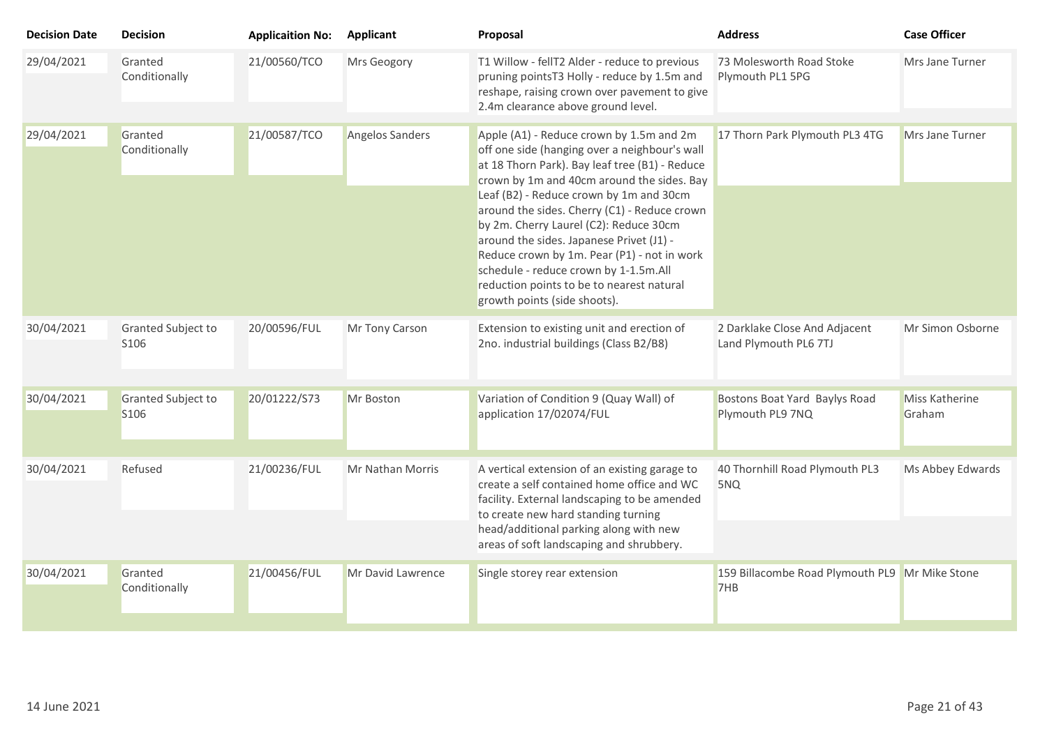| Decision Date | Decision | Applicaition No: | Applicant | Proposal | Address | Case Officer |
|---|---|---|---|---|---|---|
| 29/04/2021 | Granted Conditionally | 21/00560/TCO | Mrs Geogory | T1 Willow - fellT2 Alder - reduce to previous pruning pointsT3 Holly - reduce by 1.5m and reshape, raising crown over pavement to give 2.4m clearance above ground level. | 73 Molesworth Road Stoke Plymouth PL1 5PG | Mrs Jane Turner |
| 29/04/2021 | Granted Conditionally | 21/00587/TCO | Angelos Sanders | Apple (A1) - Reduce crown by 1.5m and 2m off one side (hanging over a neighbour's wall at 18 Thorn Park). Bay leaf tree (B1) - Reduce crown by 1m and 40cm around the sides. Bay Leaf (B2) - Reduce crown by 1m and 30cm around the sides. Cherry (C1) - Reduce crown by 2m. Cherry Laurel (C2): Reduce 30cm around the sides. Japanese Privet (J1) - Reduce crown by 1m. Pear (P1) - not in work schedule - reduce crown by 1-1.5m.All reduction points to be to nearest natural growth points (side shoots). | 17 Thorn Park Plymouth PL3 4TG | Mrs Jane Turner |
| 30/04/2021 | Granted Subject to S106 | 20/00596/FUL | Mr Tony Carson | Extension to existing unit and erection of 2no. industrial buildings (Class B2/B8) | 2 Darklake Close And Adjacent Land Plymouth PL6 7TJ | Mr Simon Osborne |
| 30/04/2021 | Granted Subject to S106 | 20/01222/S73 | Mr Boston | Variation of Condition 9 (Quay Wall) of application 17/02074/FUL | Bostons Boat Yard Baylys Road Plymouth PL9 7NQ | Miss Katherine Graham |
| 30/04/2021 | Refused | 21/00236/FUL | Mr Nathan Morris | A vertical extension of an existing garage to create a self contained home office and WC facility. External landscaping to be amended to create new hard standing turning head/additional parking along with new areas of soft landscaping and shrubbery. | 40 Thornhill Road Plymouth PL3 5NQ | Ms Abbey Edwards |
| 30/04/2021 | Granted Conditionally | 21/00456/FUL | Mr David Lawrence | Single storey rear extension | 159 Billacombe Road Plymouth PL9 7HB | Mr Mike Stone |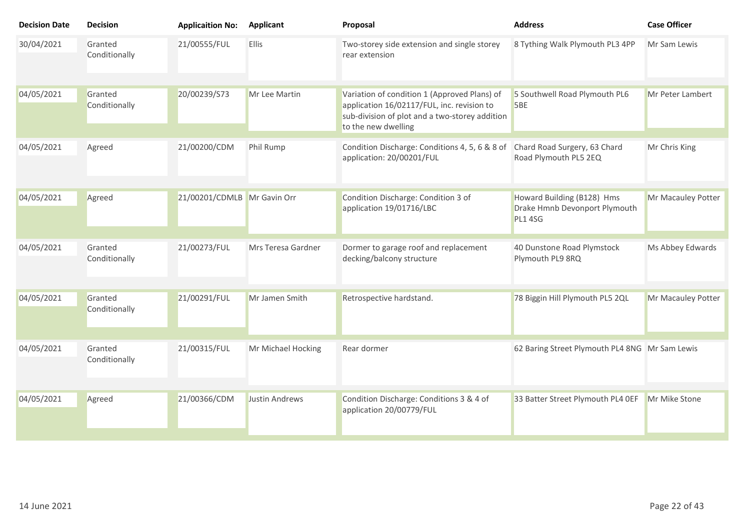| Decision Date | Decision | Applicaition No: | Applicant | Proposal | Address | Case Officer |
|---|---|---|---|---|---|---|
| 30/04/2021 | Granted Conditionally | 21/00555/FUL | Ellis | Two-storey side extension and single storey rear extension | 8 Tything Walk Plymouth PL3 4PP | Mr Sam Lewis |
| 04/05/2021 | Granted Conditionally | 20/00239/S73 | Mr Lee Martin | Variation of condition 1 (Approved Plans) of application 16/02117/FUL, inc. revision to sub-division of plot and a two-storey addition to the new dwelling | 5 Southwell Road Plymouth PL6 5BE | Mr Peter Lambert |
| 04/05/2021 | Agreed | 21/00200/CDM | Phil Rump | Condition Discharge: Conditions 4, 5, 6 & 8 of application: 20/00201/FUL | Chard Road Surgery, 63 Chard Road Plymouth PL5 2EQ | Mr Chris King |
| 04/05/2021 | Agreed | 21/00201/CDMLB | Mr Gavin Orr | Condition Discharge: Condition 3 of application 19/01716/LBC | Howard Building (B128) Hms Drake Hmnb Devonport Plymouth PL1 4SG | Mr Macauley Potter |
| 04/05/2021 | Granted Conditionally | 21/00273/FUL | Mrs Teresa Gardner | Dormer to garage roof and replacement decking/balcony structure | 40 Dunstone Road Plymstock Plymouth PL9 8RQ | Ms Abbey Edwards |
| 04/05/2021 | Granted Conditionally | 21/00291/FUL | Mr Jamen Smith | Retrospective hardstand. | 78 Biggin Hill Plymouth PL5 2QL | Mr Macauley Potter |
| 04/05/2021 | Granted Conditionally | 21/00315/FUL | Mr Michael Hocking | Rear dormer | 62 Baring Street Plymouth PL4 8NG | Mr Sam Lewis |
| 04/05/2021 | Agreed | 21/00366/CDM | Justin Andrews | Condition Discharge: Conditions 3 & 4 of application 20/00779/FUL | 33 Batter Street Plymouth PL4 0EF | Mr Mike Stone |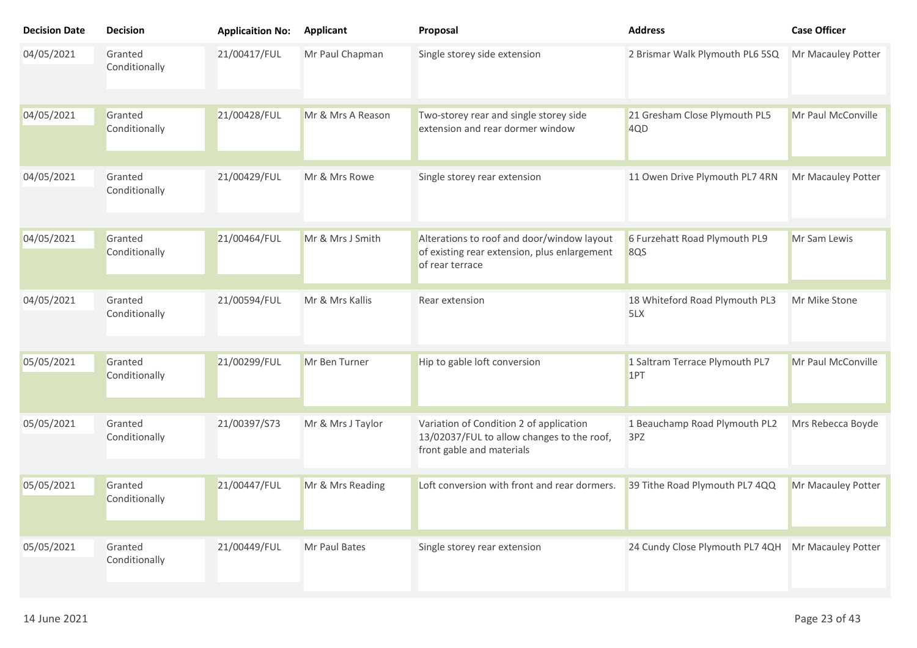| Decision Date | Decision | Applicaition No: | Applicant | Proposal | Address | Case Officer |
|---|---|---|---|---|---|---|
| 04/05/2021 | Granted Conditionally | 21/00417/FUL | Mr Paul Chapman | Single storey side extension | 2 Brismar Walk Plymouth PL6 5SQ | Mr Macauley Potter |
| 04/05/2021 | Granted Conditionally | 21/00428/FUL | Mr & Mrs A Reason | Two-storey rear and single storey side extension and rear dormer window | 21 Gresham Close Plymouth PL5 4QD | Mr Paul McConville |
| 04/05/2021 | Granted Conditionally | 21/00429/FUL | Mr & Mrs Rowe | Single storey rear extension | 11 Owen Drive Plymouth PL7 4RN | Mr Macauley Potter |
| 04/05/2021 | Granted Conditionally | 21/00464/FUL | Mr & Mrs J Smith | Alterations to roof and door/window layout of existing rear extension, plus enlargement of rear terrace | 6 Furzehatt Road Plymouth PL9 8QS | Mr Sam Lewis |
| 04/05/2021 | Granted Conditionally | 21/00594/FUL | Mr & Mrs Kallis | Rear extension | 18 Whiteford Road Plymouth PL3 5LX | Mr Mike Stone |
| 05/05/2021 | Granted Conditionally | 21/00299/FUL | Mr Ben Turner | Hip to gable loft conversion | 1 Saltram Terrace Plymouth PL7 1PT | Mr Paul McConville |
| 05/05/2021 | Granted Conditionally | 21/00397/S73 | Mr & Mrs J Taylor | Variation of Condition 2 of application 13/02037/FUL to allow changes to the roof, front gable and materials | 1 Beauchamp Road Plymouth PL2 3PZ | Mrs Rebecca Boyde |
| 05/05/2021 | Granted Conditionally | 21/00447/FUL | Mr & Mrs Reading | Loft conversion with front and rear dormers. | 39 Tithe Road Plymouth PL7 4QQ | Mr Macauley Potter |
| 05/05/2021 | Granted Conditionally | 21/00449/FUL | Mr Paul Bates | Single storey rear extension | 24 Cundy Close Plymouth PL7 4QH | Mr Macauley Potter |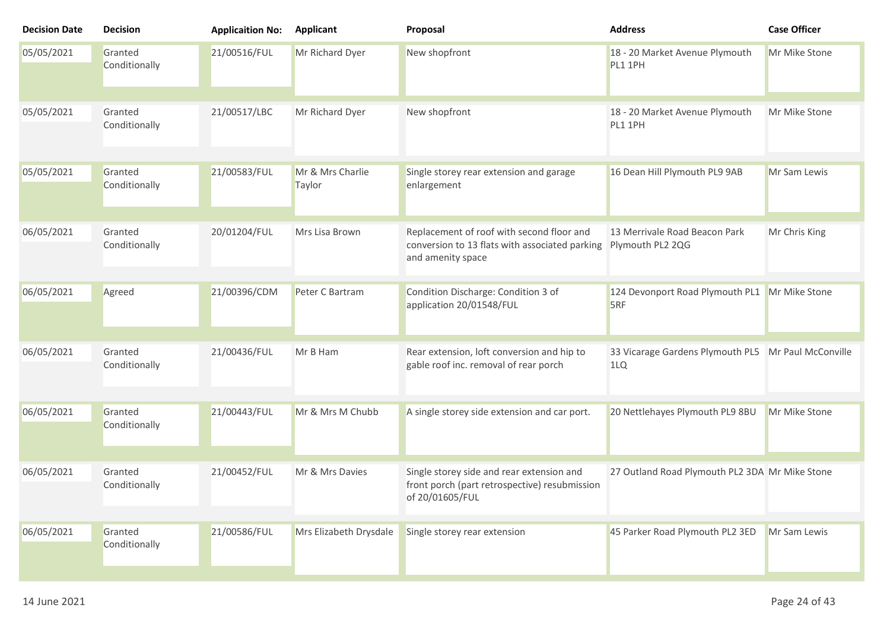| Decision Date | Decision | Applicaition No: | Applicant | Proposal | Address | Case Officer |
|---|---|---|---|---|---|---|
| 05/05/2021 | Granted Conditionally | 21/00516/FUL | Mr Richard Dyer | New shopfront | 18 - 20 Market Avenue Plymouth PL1 1PH | Mr Mike Stone |
| 05/05/2021 | Granted Conditionally | 21/00517/LBC | Mr Richard Dyer | New shopfront | 18 - 20 Market Avenue Plymouth PL1 1PH | Mr Mike Stone |
| 05/05/2021 | Granted Conditionally | 21/00583/FUL | Mr & Mrs Charlie Taylor | Single storey rear extension and garage enlargement | 16 Dean Hill Plymouth PL9 9AB | Mr Sam Lewis |
| 06/05/2021 | Granted Conditionally | 20/01204/FUL | Mrs Lisa Brown | Replacement of roof with second floor and conversion to 13 flats with associated parking and amenity space | 13 Merrivale Road Beacon Park Plymouth PL2 2QG | Mr Chris King |
| 06/05/2021 | Agreed | 21/00396/CDM | Peter C Bartram | Condition Discharge: Condition 3 of application 20/01548/FUL | 124 Devonport Road Plymouth PL1 5RF | Mr Mike Stone |
| 06/05/2021 | Granted Conditionally | 21/00436/FUL | Mr B Ham | Rear extension, loft conversion and hip to gable roof inc. removal of rear porch | 33 Vicarage Gardens Plymouth PL5 1LQ | Mr Paul McConville |
| 06/05/2021 | Granted Conditionally | 21/00443/FUL | Mr & Mrs M Chubb | A single storey side extension and car port. | 20 Nettlehayes Plymouth PL9 8BU | Mr Mike Stone |
| 06/05/2021 | Granted Conditionally | 21/00452/FUL | Mr & Mrs Davies | Single storey side and rear extension and front porch (part retrospective) resubmission of 20/01605/FUL | 27 Outland Road Plymouth PL2 3DA | Mr Mike Stone |
| 06/05/2021 | Granted Conditionally | 21/00586/FUL | Mrs Elizabeth Drysdale | Single storey rear extension | 45 Parker Road Plymouth PL2 3ED | Mr Sam Lewis |

14 June 2021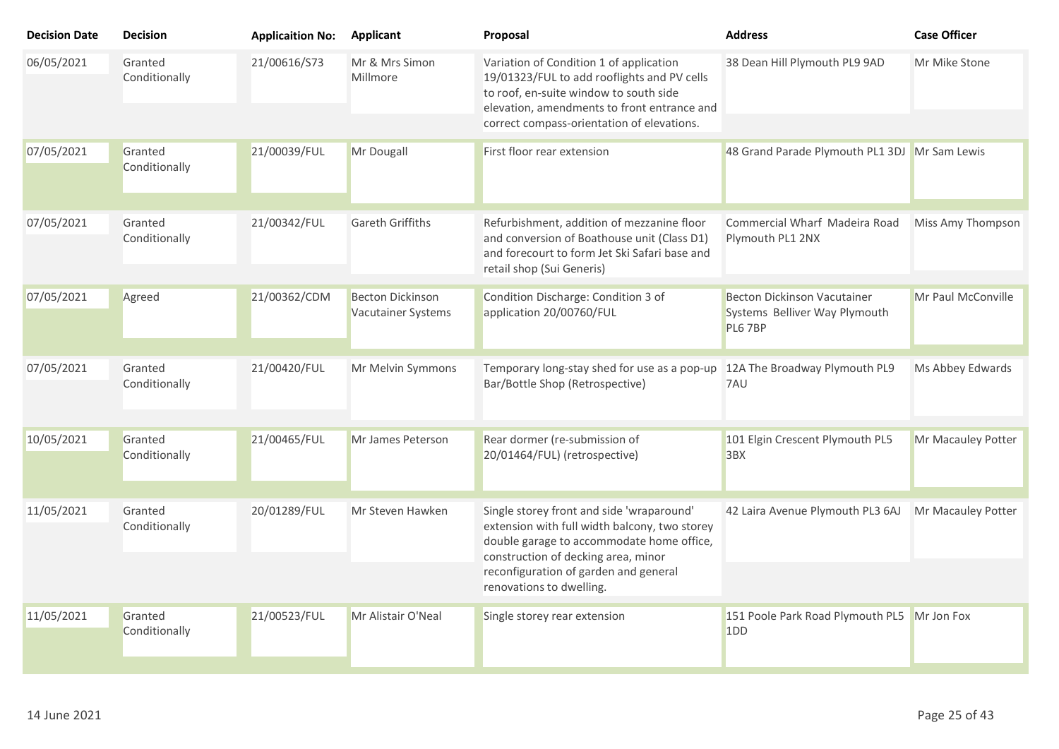| Decision Date | Decision | Applicaition No: | Applicant | Proposal | Address | Case Officer |
|---|---|---|---|---|---|---|
| 06/05/2021 | Granted Conditionally | 21/00616/S73 | Mr & Mrs Simon Millmore | Variation of Condition 1 of application 19/01323/FUL to add rooflights and PV cells to roof, en-suite window to south side elevation, amendments to front entrance and correct compass-orientation of elevations. | 38 Dean Hill Plymouth PL9 9AD | Mr Mike Stone |
| 07/05/2021 | Granted Conditionally | 21/00039/FUL | Mr Dougall | First floor rear extension | 48 Grand Parade Plymouth PL1 3DJ | Mr Sam Lewis |
| 07/05/2021 | Granted Conditionally | 21/00342/FUL | Gareth Griffiths | Refurbishment, addition of mezzanine floor and conversion of Boathouse unit (Class D1) and forecourt to form Jet Ski Safari base and retail shop (Sui Generis) | Commercial Wharf Madeira Road Plymouth PL1 2NX | Miss Amy Thompson |
| 07/05/2021 | Agreed | 21/00362/CDM | Becton Dickinson Vacutainer Systems | Condition Discharge: Condition 3 of application 20/00760/FUL | Becton Dickinson Vacutainer Systems Belliver Way Plymouth PL6 7BP | Mr Paul McConville |
| 07/05/2021 | Granted Conditionally | 21/00420/FUL | Mr Melvin Symmons | Temporary long-stay shed for use as a pop-up Bar/Bottle Shop (Retrospective) | 12A The Broadway Plymouth PL9 7AU | Ms Abbey Edwards |
| 10/05/2021 | Granted Conditionally | 21/00465/FUL | Mr James Peterson | Rear dormer (re-submission of 20/01464/FUL) (retrospective) | 101 Elgin Crescent Plymouth PL5 3BX | Mr Macauley Potter |
| 11/05/2021 | Granted Conditionally | 20/01289/FUL | Mr Steven Hawken | Single storey front and side 'wraparound' extension with full width balcony, two storey double garage to accommodate home office, construction of decking area, minor reconfiguration of garden and general renovations to dwelling. | 42 Laira Avenue Plymouth PL3 6AJ | Mr Macauley Potter |
| 11/05/2021 | Granted Conditionally | 21/00523/FUL | Mr Alistair O'Neal | Single storey rear extension | 151 Poole Park Road Plymouth PL5 1DD | Mr Jon Fox |

14 June 2021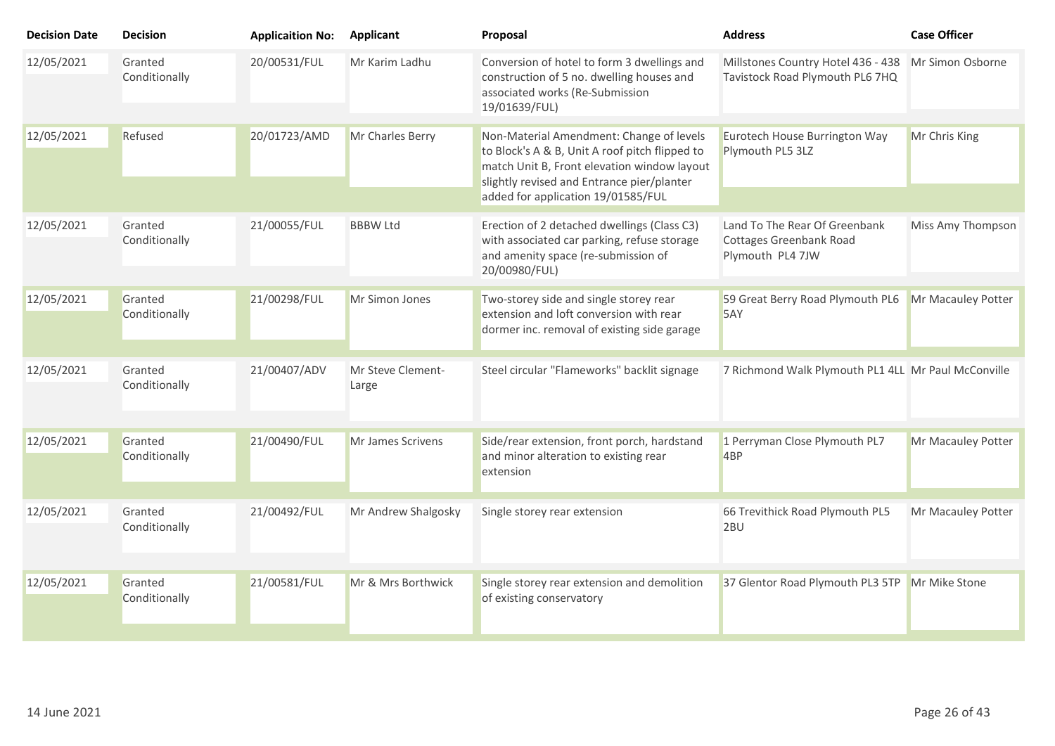| Decision Date | Decision | Applicaition No: | Applicant | Proposal | Address | Case Officer |
|---|---|---|---|---|---|---|
| 12/05/2021 | Granted Conditionally | 20/00531/FUL | Mr Karim Ladhu | Conversion of hotel to form 3 dwellings and construction of 5 no. dwelling houses and associated works (Re-Submission 19/01639/FUL) | Millstones Country Hotel 436 - 438 Tavistock Road Plymouth PL6 7HQ | Mr Simon Osborne |
| 12/05/2021 | Refused | 20/01723/AMD | Mr Charles Berry | Non-Material Amendment: Change of levels to Block's A & B, Unit A roof pitch flipped to match Unit B, Front elevation window layout slightly revised and Entrance pier/planter added for application 19/01585/FUL | Eurotech House Burrington Way Plymouth PL5 3LZ | Mr Chris King |
| 12/05/2021 | Granted Conditionally | 21/00055/FUL | BBBW Ltd | Erection of 2 detached dwellings (Class C3) with associated car parking, refuse storage and amenity space (re-submission of 20/00980/FUL) | Land To The Rear Of Greenbank Cottages Greenbank Road Plymouth PL4 7JW | Miss Amy Thompson |
| 12/05/2021 | Granted Conditionally | 21/00298/FUL | Mr Simon Jones | Two-storey side and single storey rear extension and loft conversion with rear dormer inc. removal of existing side garage | 59 Great Berry Road Plymouth PL6 5AY | Mr Macauley Potter |
| 12/05/2021 | Granted Conditionally | 21/00407/ADV | Mr Steve Clement-Large | Steel circular "Flameworks" backlit signage | 7 Richmond Walk Plymouth PL1 4LL | Mr Paul McConville |
| 12/05/2021 | Granted Conditionally | 21/00490/FUL | Mr James Scrivens | Side/rear extension, front porch, hardstand and minor alteration to existing rear extension | 1 Perryman Close Plymouth PL7 4BP | Mr Macauley Potter |
| 12/05/2021 | Granted Conditionally | 21/00492/FUL | Mr Andrew Shalgosky | Single storey rear extension | 66 Trevithick Road Plymouth PL5 2BU | Mr Macauley Potter |
| 12/05/2021 | Granted Conditionally | 21/00581/FUL | Mr & Mrs Borthwick | Single storey rear extension and demolition of existing conservatory | 37 Glentor Road Plymouth PL3 5TP | Mr Mike Stone |

14 June 2021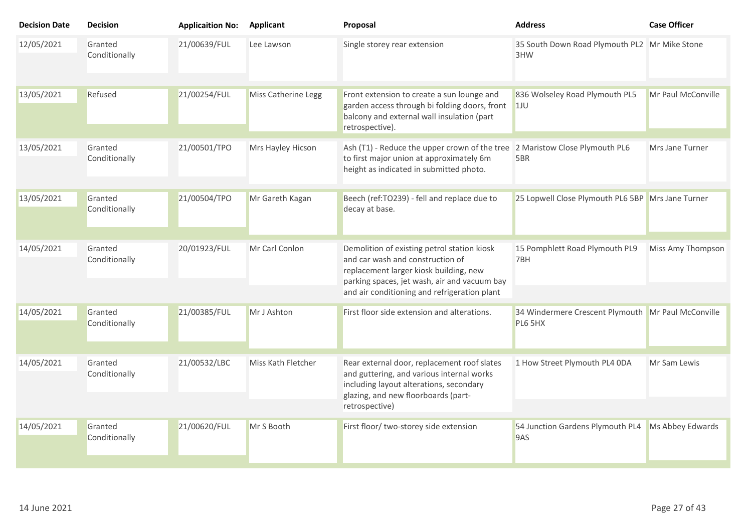| Decision Date | Decision | Applicaition No: | Applicant | Proposal | Address | Case Officer |
|---|---|---|---|---|---|---|
| 12/05/2021 | Granted Conditionally | 21/00639/FUL | Lee Lawson | Single storey rear extension | 35 South Down Road Plymouth PL2 3HW | Mr Mike Stone |
| 13/05/2021 | Refused | 21/00254/FUL | Miss Catherine Legg | Front extension to create a sun lounge and garden access through bi folding doors, front balcony and external wall insulation (part retrospective). | 836 Wolseley Road Plymouth PL5 1JU | Mr Paul McConville |
| 13/05/2021 | Granted Conditionally | 21/00501/TPO | Mrs Hayley Hicson | Ash (T1) - Reduce the upper crown of the tree to first major union at approximately 6m height as indicated in submitted photo. | 2 Maristow Close Plymouth PL6 5BR | Mrs Jane Turner |
| 13/05/2021 | Granted Conditionally | 21/00504/TPO | Mr Gareth Kagan | Beech (ref:TO239) - fell and replace due to decay at base. | 25 Lopwell Close Plymouth PL6 5BP | Mrs Jane Turner |
| 14/05/2021 | Granted Conditionally | 20/01923/FUL | Mr Carl Conlon | Demolition of existing petrol station kiosk and car wash and construction of replacement larger kiosk building, new parking spaces, jet wash, air and vacuum bay and air conditioning and refrigeration plant | 15 Pomphlett Road Plymouth PL9 7BH | Miss Amy Thompson |
| 14/05/2021 | Granted Conditionally | 21/00385/FUL | Mr J Ashton | First floor side extension and alterations. | 34 Windermere Crescent Plymouth PL6 5HX | Mr Paul McConville |
| 14/05/2021 | Granted Conditionally | 21/00532/LBC | Miss Kath Fletcher | Rear external door, replacement roof slates and guttering, and various internal works including layout alterations, secondary glazing, and new floorboards (part-retrospective) | 1 How Street Plymouth PL4 0DA | Mr Sam Lewis |
| 14/05/2021 | Granted Conditionally | 21/00620/FUL | Mr S Booth | First floor/ two-storey side extension | 54 Junction Gardens Plymouth PL4 9AS | Ms Abbey Edwards |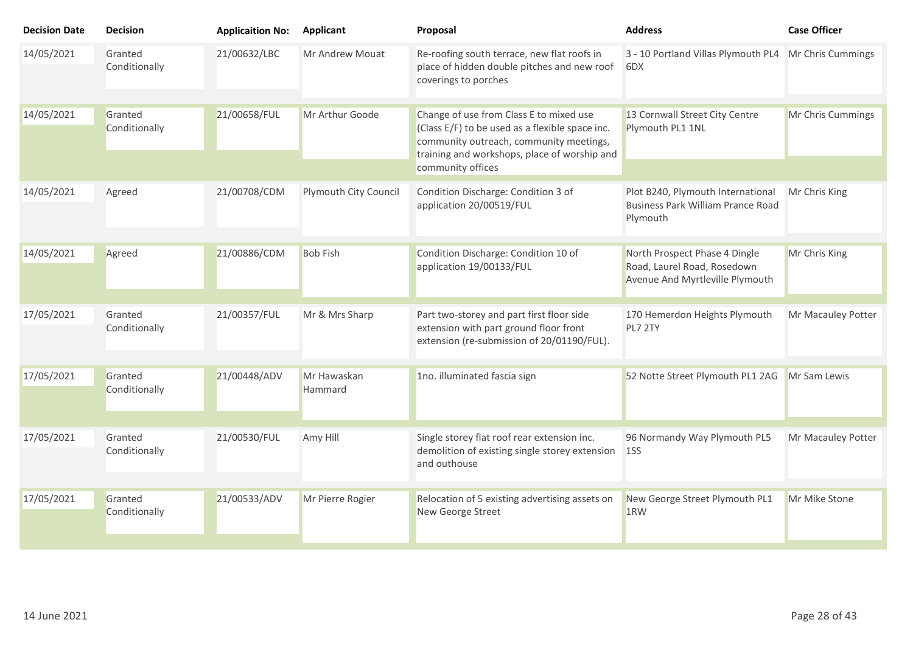| Decision Date | Decision | Applicaition No: | Applicant | Proposal | Address | Case Officer |
|---|---|---|---|---|---|---|
| 14/05/2021 | Granted Conditionally | 21/00632/LBC | Mr Andrew Mouat | Re-roofing south terrace, new flat roofs in place of hidden double pitches and new roof coverings to porches | 3 - 10 Portland Villas Plymouth PL4 6DX | Mr Chris Cummings |
| 14/05/2021 | Granted Conditionally | 21/00658/FUL | Mr Arthur Goode | Change of use from Class E to mixed use (Class E/F) to be used as a flexible space inc. community outreach, community meetings, training and workshops, place of worship and community offices | 13 Cornwall Street City Centre Plymouth PL1 1NL | Mr Chris Cummings |
| 14/05/2021 | Agreed | 21/00708/CDM | Plymouth City Council | Condition Discharge: Condition 3 of application 20/00519/FUL | Plot B240, Plymouth International Business Park William Prance Road Plymouth | Mr Chris King |
| 14/05/2021 | Agreed | 21/00886/CDM | Bob Fish | Condition Discharge: Condition 10 of application 19/00133/FUL | North Prospect Phase 4 Dingle Road, Laurel Road, Rosedown Avenue And Myrtleville Plymouth | Mr Chris King |
| 17/05/2021 | Granted Conditionally | 21/00357/FUL | Mr & Mrs Sharp | Part two-storey and part first floor side extension with part ground floor front extension (re-submission of 20/01190/FUL). | 170 Hemerdon Heights Plymouth PL7 2TY | Mr Macauley Potter |
| 17/05/2021 | Granted Conditionally | 21/00448/ADV | Mr Hawaskan Hammard | 1no. illuminated fascia sign | 52 Notte Street Plymouth PL1 2AG | Mr Sam Lewis |
| 17/05/2021 | Granted Conditionally | 21/00530/FUL | Amy Hill | Single storey flat roof rear extension inc. demolition of existing single storey extension and outhouse | 96 Normandy Way Plymouth PL5 1SS | Mr Macauley Potter |
| 17/05/2021 | Granted Conditionally | 21/00533/ADV | Mr Pierre Rogier | Relocation of 5 existing advertising assets on New George Street | New George Street Plymouth PL1 1RW | Mr Mike Stone |

14 June 2021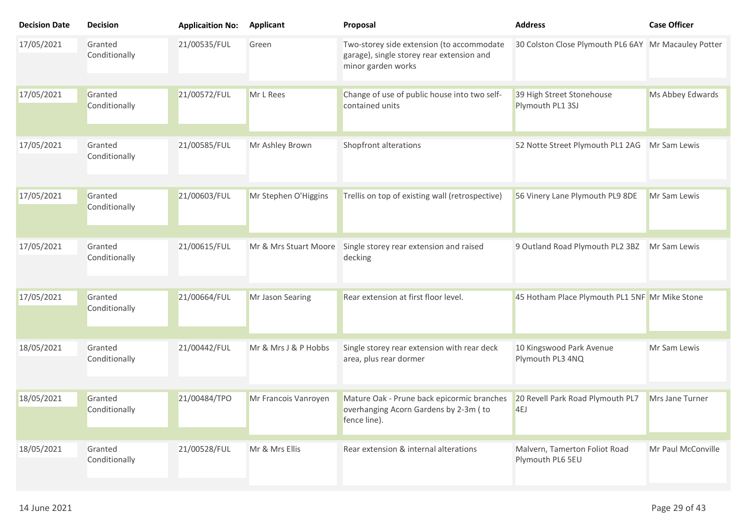| Decision Date | Decision | Applicaition No: | Applicant | Proposal | Address | Case Officer |
|---|---|---|---|---|---|---|
| 17/05/2021 | Granted Conditionally | 21/00535/FUL | Green | Two-storey side extension (to accommodate garage), single storey rear extension and minor garden works | 30 Colston Close Plymouth PL6 6AY | Mr Macauley Potter |
| 17/05/2021 | Granted Conditionally | 21/00572/FUL | Mr L Rees | Change of use of public house into two self-contained units | 39 High Street Stonehouse Plymouth PL1 3SJ | Ms Abbey Edwards |
| 17/05/2021 | Granted Conditionally | 21/00585/FUL | Mr Ashley Brown | Shopfront alterations | 52 Notte Street Plymouth PL1 2AG | Mr Sam Lewis |
| 17/05/2021 | Granted Conditionally | 21/00603/FUL | Mr Stephen O'Higgins | Trellis on top of existing wall (retrospective) | 56 Vinery Lane Plymouth PL9 8DE | Mr Sam Lewis |
| 17/05/2021 | Granted Conditionally | 21/00615/FUL | Mr & Mrs Stuart Moore | Single storey rear extension and raised decking | 9 Outland Road Plymouth PL2 3BZ | Mr Sam Lewis |
| 17/05/2021 | Granted Conditionally | 21/00664/FUL | Mr Jason Searing | Rear extension at first floor level. | 45 Hotham Place Plymouth PL1 5NF | Mr Mike Stone |
| 18/05/2021 | Granted Conditionally | 21/00442/FUL | Mr & Mrs J & P Hobbs | Single storey rear extension with rear deck area, plus rear dormer | 10 Kingswood Park Avenue Plymouth PL3 4NQ | Mr Sam Lewis |
| 18/05/2021 | Granted Conditionally | 21/00484/TPO | Mr Francois Vanroyen | Mature Oak - Prune back epicormic branches overhanging Acorn Gardens by 2-3m ( to fence line). | 20 Revell Park Road Plymouth PL7 4EJ | Mrs Jane Turner |
| 18/05/2021 | Granted Conditionally | 21/00528/FUL | Mr & Mrs Ellis | Rear extension & internal alterations | Malvern, Tamerton Foliot Road Plymouth PL6 5EU | Mr Paul McConville |

14 June 2021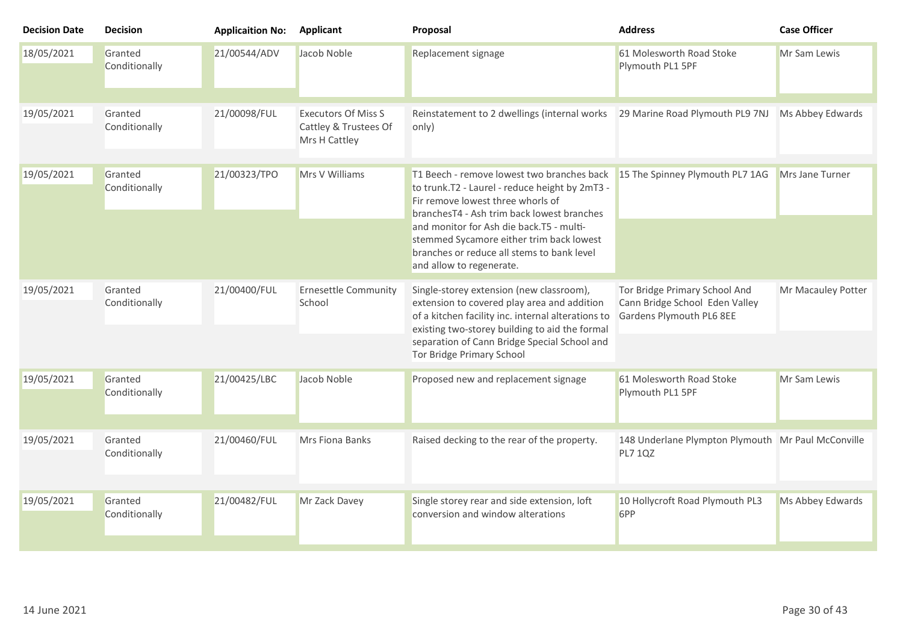| Decision Date | Decision | Applicaition No: | Applicant | Proposal | Address | Case Officer |
| --- | --- | --- | --- | --- | --- | --- |
| 18/05/2021 | Granted Conditionally | 21/00544/ADV | Jacob Noble | Replacement signage | 61 Molesworth Road Stoke Plymouth PL1 5PF | Mr Sam Lewis |
| 19/05/2021 | Granted Conditionally | 21/00098/FUL | Executors Of Miss S Cattley & Trustees Of Mrs H Cattley | Reinstatement to 2 dwellings (internal works only) | 29 Marine Road Plymouth PL9 7NJ | Ms Abbey Edwards |
| 19/05/2021 | Granted Conditionally | 21/00323/TPO | Mrs V Williams | T1 Beech - remove lowest two branches back to trunk.T2 - Laurel - reduce height by 2mT3 - Fir remove lowest three whorls of branchesT4 - Ash trim back lowest branches and monitor for Ash die back.T5 - multi-stemmed Sycamore either trim back lowest branches or reduce all stems to bank level and allow to regenerate. | 15 The Spinney Plymouth PL7 1AG | Mrs Jane Turner |
| 19/05/2021 | Granted Conditionally | 21/00400/FUL | Ernesettle Community School | Single-storey extension (new classroom), extension to covered play area and addition of a kitchen facility inc. internal alterations to existing two-storey building to aid the formal separation of Cann Bridge Special School and Tor Bridge Primary School | Tor Bridge Primary School And Cann Bridge School Eden Valley Gardens Plymouth PL6 8EE | Mr Macauley Potter |
| 19/05/2021 | Granted Conditionally | 21/00425/LBC | Jacob Noble | Proposed new and replacement signage | 61 Molesworth Road Stoke Plymouth PL1 5PF | Mr Sam Lewis |
| 19/05/2021 | Granted Conditionally | 21/00460/FUL | Mrs Fiona Banks | Raised decking to the rear of the property. | 148 Underlane Plympton Plymouth PL7 1QZ | Mr Paul McConville |
| 19/05/2021 | Granted Conditionally | 21/00482/FUL | Mr Zack Davey | Single storey rear and side extension, loft conversion and window alterations | 10 Hollycroft Road Plymouth PL3 6PP | Ms Abbey Edwards |

14 June 2021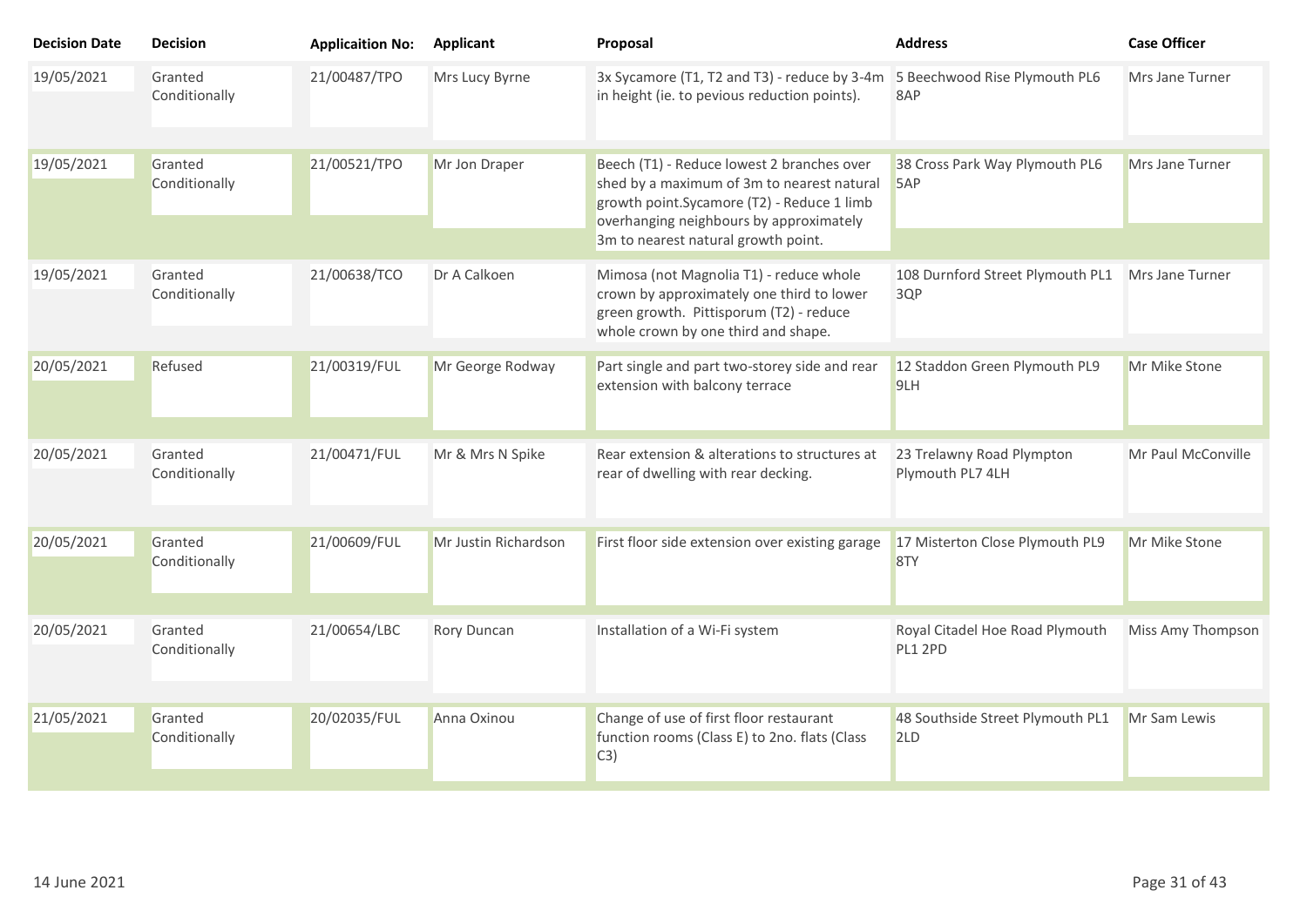| Decision Date | Decision | Applicaition No: | Applicant | Proposal | Address | Case Officer |
|---|---|---|---|---|---|---|
| 19/05/2021 | Granted Conditionally | 21/00487/TPO | Mrs Lucy Byrne | 3x Sycamore (T1, T2 and T3) - reduce by 3-4m in height (ie. to pevious reduction points). | 5 Beechwood Rise Plymouth PL6 8AP | Mrs Jane Turner |
| 19/05/2021 | Granted Conditionally | 21/00521/TPO | Mr Jon Draper | Beech (T1) - Reduce lowest 2 branches over shed by a maximum of 3m to nearest natural growth point.Sycamore (T2) - Reduce 1 limb overhanging neighbours by approximately 3m to nearest natural growth point. | 38 Cross Park Way Plymouth PL6 5AP | Mrs Jane Turner |
| 19/05/2021 | Granted Conditionally | 21/00638/TCO | Dr A Calkoen | Mimosa (not Magnolia T1) - reduce whole crown by approximately one third to lower green growth. Pittisporum (T2) - reduce whole crown by one third and shape. | 108 Durnford Street Plymouth PL1 3QP | Mrs Jane Turner |
| 20/05/2021 | Refused | 21/00319/FUL | Mr George Rodway | Part single and part two-storey side and rear extension with balcony terrace | 12 Staddon Green Plymouth PL9 9LH | Mr Mike Stone |
| 20/05/2021 | Granted Conditionally | 21/00471/FUL | Mr & Mrs N Spike | Rear extension & alterations to structures at rear of dwelling with rear decking. | 23 Trelawny Road Plympton Plymouth PL7 4LH | Mr Paul McConville |
| 20/05/2021 | Granted Conditionally | 21/00609/FUL | Mr Justin Richardson | First floor side extension over existing garage | 17 Misterton Close Plymouth PL9 8TY | Mr Mike Stone |
| 20/05/2021 | Granted Conditionally | 21/00654/LBC | Rory Duncan | Installation of a Wi-Fi system | Royal Citadel Hoe Road Plymouth PL1 2PD | Miss Amy Thompson |
| 21/05/2021 | Granted Conditionally | 20/02035/FUL | Anna Oxinou | Change of use of first floor restaurant function rooms (Class E) to 2no. flats (Class C3) | 48 Southside Street Plymouth PL1 2LD | Mr Sam Lewis |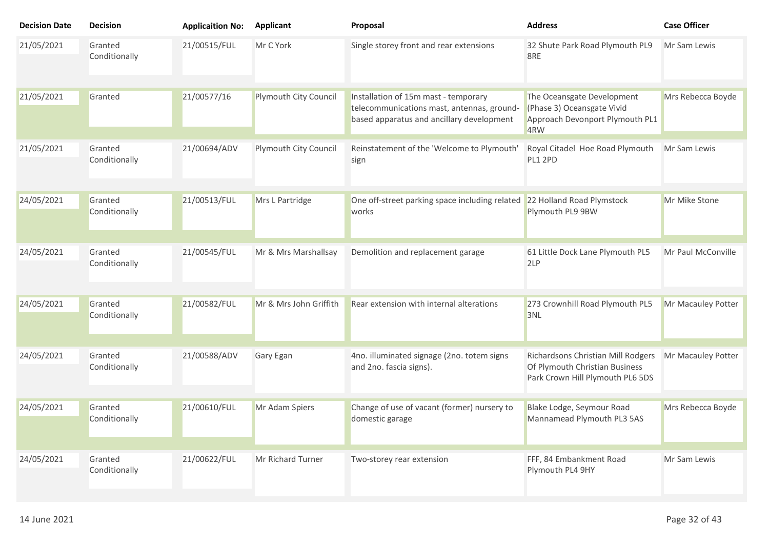| Decision Date | Decision | Applicaition No: | Applicant | Proposal | Address | Case Officer |
|---|---|---|---|---|---|---|
| 21/05/2021 | Granted Conditionally | 21/00515/FUL | Mr C York | Single storey front and rear extensions | 32 Shute Park Road Plymouth PL9 8RE | Mr Sam Lewis |
| 21/05/2021 | Granted | 21/00577/16 | Plymouth City Council | Installation of 15m mast - temporary telecommunications mast, antennas, ground-based apparatus and ancillary development | The Oceansgate Development (Phase 3) Oceansgate Vivid Approach Devonport Plymouth PL1 4RW | Mrs Rebecca Boyde |
| 21/05/2021 | Granted Conditionally | 21/00694/ADV | Plymouth City Council | Reinstatement of the 'Welcome to Plymouth' sign | Royal Citadel Hoe Road Plymouth PL1 2PD | Mr Sam Lewis |
| 24/05/2021 | Granted Conditionally | 21/00513/FUL | Mrs L Partridge | One off-street parking space including related works | 22 Holland Road Plymstock Plymouth PL9 9BW | Mr Mike Stone |
| 24/05/2021 | Granted Conditionally | 21/00545/FUL | Mr & Mrs Marshallsay | Demolition and replacement garage | 61 Little Dock Lane Plymouth PL5 2LP | Mr Paul McConville |
| 24/05/2021 | Granted Conditionally | 21/00582/FUL | Mr & Mrs John Griffith | Rear extension with internal alterations | 273 Crownhill Road Plymouth PL5 3NL | Mr Macauley Potter |
| 24/05/2021 | Granted Conditionally | 21/00588/ADV | Gary Egan | 4no. illuminated signage (2no. totem signs and 2no. fascia signs). | Richardsons Christian Mill Rodgers Of Plymouth Christian Business Park Crown Hill Plymouth PL6 5DS | Mr Macauley Potter |
| 24/05/2021 | Granted Conditionally | 21/00610/FUL | Mr Adam Spiers | Change of use of vacant (former) nursery to domestic garage | Blake Lodge, Seymour Road Mannamead Plymouth PL3 5AS | Mrs Rebecca Boyde |
| 24/05/2021 | Granted Conditionally | 21/00622/FUL | Mr Richard Turner | Two-storey rear extension | FFF, 84 Embankment Road Plymouth PL4 9HY | Mr Sam Lewis |

14 June 2021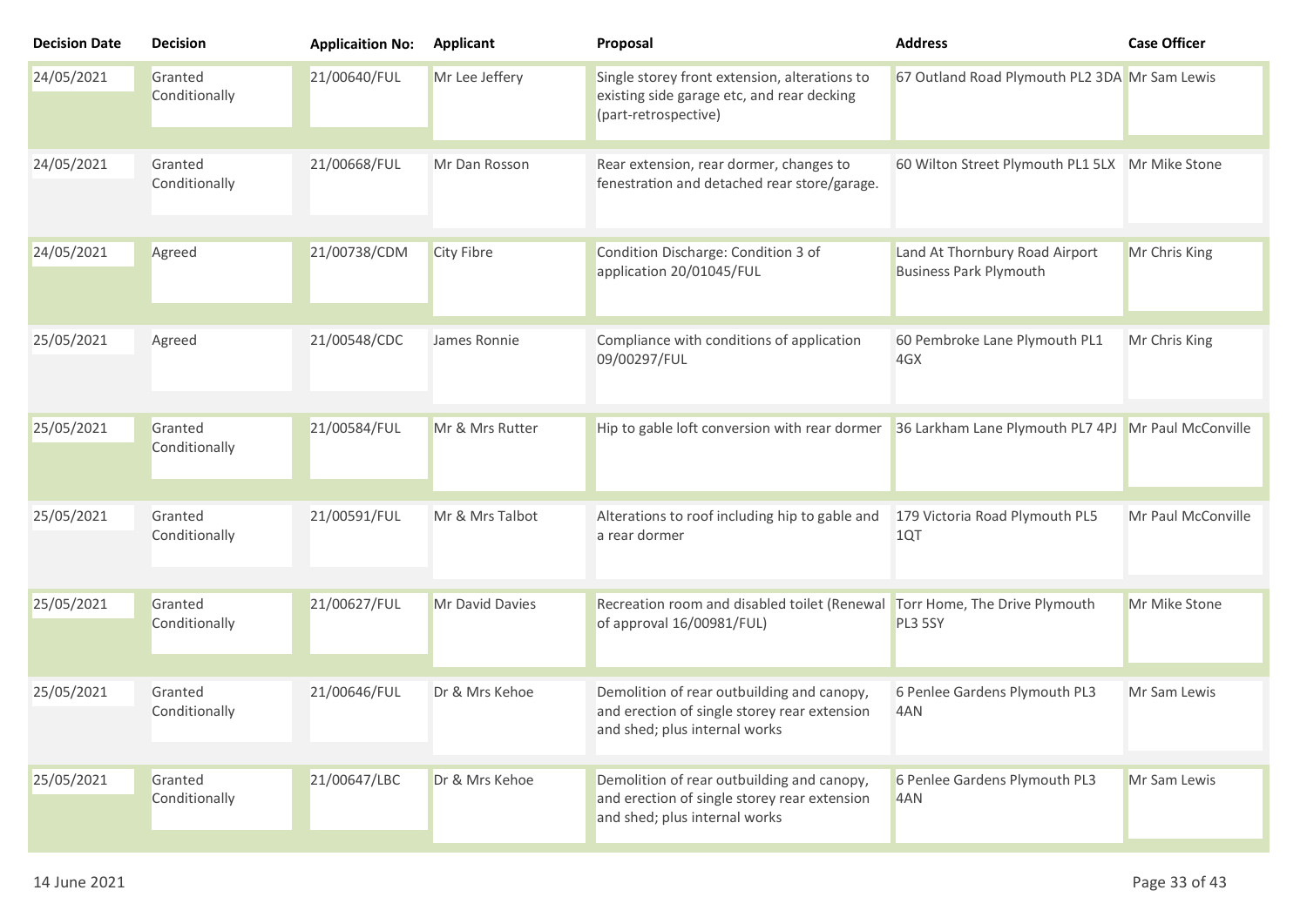| Decision Date | Decision | Applicaition No: | Applicant | Proposal | Address | Case Officer |
|---|---|---|---|---|---|---|
| 24/05/2021 | Granted Conditionally | 21/00640/FUL | Mr Lee Jeffery | Single storey front extension, alterations to existing side garage etc, and rear decking (part-retrospective) | 67 Outland Road Plymouth PL2 3DA | Mr Sam Lewis |
| 24/05/2021 | Granted Conditionally | 21/00668/FUL | Mr Dan Rosson | Rear extension, rear dormer, changes to fenestration and detached rear store/garage. | 60 Wilton Street Plymouth PL1 5LX | Mr Mike Stone |
| 24/05/2021 | Agreed | 21/00738/CDM | City Fibre | Condition Discharge: Condition 3 of application 20/01045/FUL | Land At Thornbury Road Airport Business Park Plymouth | Mr Chris King |
| 25/05/2021 | Agreed | 21/00548/CDC | James Ronnie | Compliance with conditions of application 09/00297/FUL | 60 Pembroke Lane Plymouth PL1 4GX | Mr Chris King |
| 25/05/2021 | Granted Conditionally | 21/00584/FUL | Mr & Mrs Rutter | Hip to gable loft conversion with rear dormer | 36 Larkham Lane Plymouth PL7 4PJ | Mr Paul McConville |
| 25/05/2021 | Granted Conditionally | 21/00591/FUL | Mr & Mrs Talbot | Alterations to roof including hip to gable and a rear dormer | 179 Victoria Road Plymouth PL5 1QT | Mr Paul McConville |
| 25/05/2021 | Granted Conditionally | 21/00627/FUL | Mr David Davies | Recreation room and disabled toilet (Renewal of approval 16/00981/FUL) | Torr Home, The Drive Plymouth PL3 5SY | Mr Mike Stone |
| 25/05/2021 | Granted Conditionally | 21/00646/FUL | Dr & Mrs Kehoe | Demolition of rear outbuilding and canopy, and erection of single storey rear extension and shed; plus internal works | 6 Penlee Gardens Plymouth PL3 4AN | Mr Sam Lewis |
| 25/05/2021 | Granted Conditionally | 21/00647/LBC | Dr & Mrs Kehoe | Demolition of rear outbuilding and canopy, and erection of single storey rear extension and shed; plus internal works | 6 Penlee Gardens Plymouth PL3 4AN | Mr Sam Lewis |

14 June 2021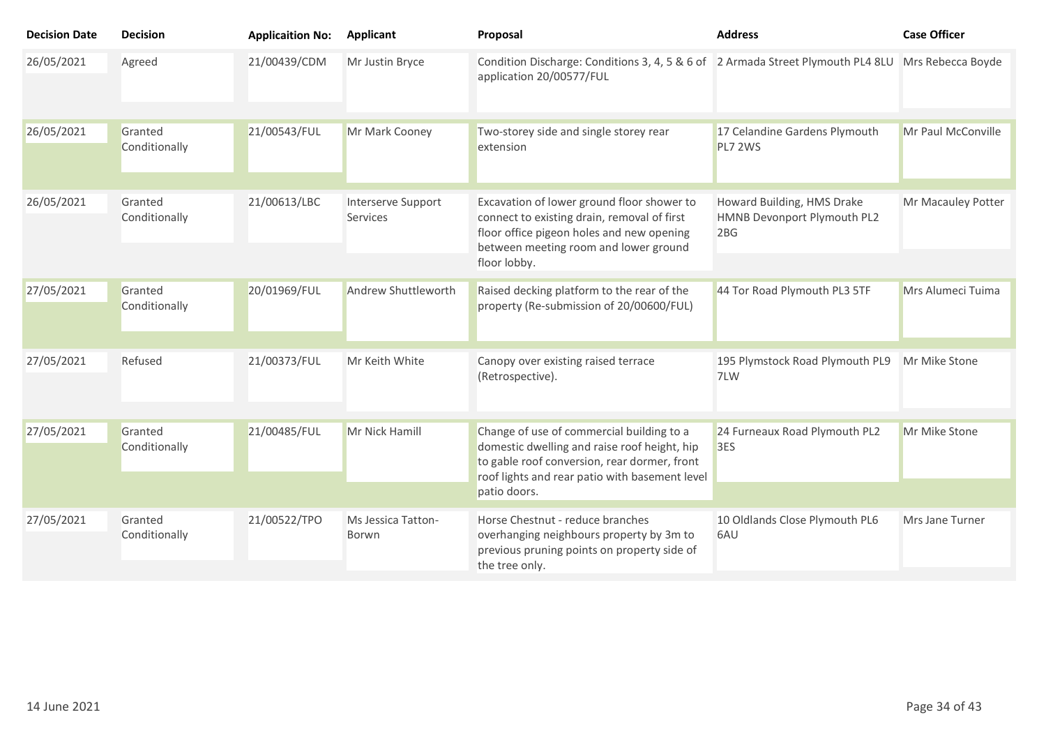| Decision Date | Decision | Applicaiton No: | Applicant | Proposal | Address | Case Officer |
|---|---|---|---|---|---|---|
| 26/05/2021 | Agreed | 21/00439/CDM | Mr Justin Bryce | Condition Discharge: Conditions 3, 4, 5 & 6 of application 20/00577/FUL | 2 Armada Street Plymouth PL4 8LU | Mrs Rebecca Boyde |
| 26/05/2021 | Granted Conditionally | 21/00543/FUL | Mr Mark Cooney | Two-storey side and single storey rear extension | 17 Celandine Gardens Plymouth PL7 2WS | Mr Paul McConville |
| 26/05/2021 | Granted Conditionally | 21/00613/LBC | Interserve Support Services | Excavation of lower ground floor shower to connect to existing drain, removal of first floor office pigeon holes and new opening between meeting room and lower ground floor lobby. | Howard Building, HMS Drake HMNB Devonport Plymouth PL2 2BG | Mr Macauley Potter |
| 27/05/2021 | Granted Conditionally | 20/01969/FUL | Andrew Shuttleworth | Raised decking platform to the rear of the property (Re-submission of 20/00600/FUL) | 44 Tor Road Plymouth PL3 5TF | Mrs Alumeci Tuima |
| 27/05/2021 | Refused | 21/00373/FUL | Mr Keith White | Canopy over existing raised terrace (Retrospective). | 195 Plymstock Road Plymouth PL9 7LW | Mr Mike Stone |
| 27/05/2021 | Granted Conditionally | 21/00485/FUL | Mr Nick Hamill | Change of use of commercial building to a domestic dwelling and raise roof height, hip to gable roof conversion, rear dormer, front roof lights and rear patio with basement level patio doors. | 24 Furneaux Road Plymouth PL2 3ES | Mr Mike Stone |
| 27/05/2021 | Granted Conditionally | 21/00522/TPO | Ms Jessica Tatton-Borwn | Horse Chestnut - reduce branches overhanging neighbours property by 3m to previous pruning points on property side of the tree only. | 10 Oldlands Close Plymouth PL6 6AU | Mrs Jane Turner |

14 June 2021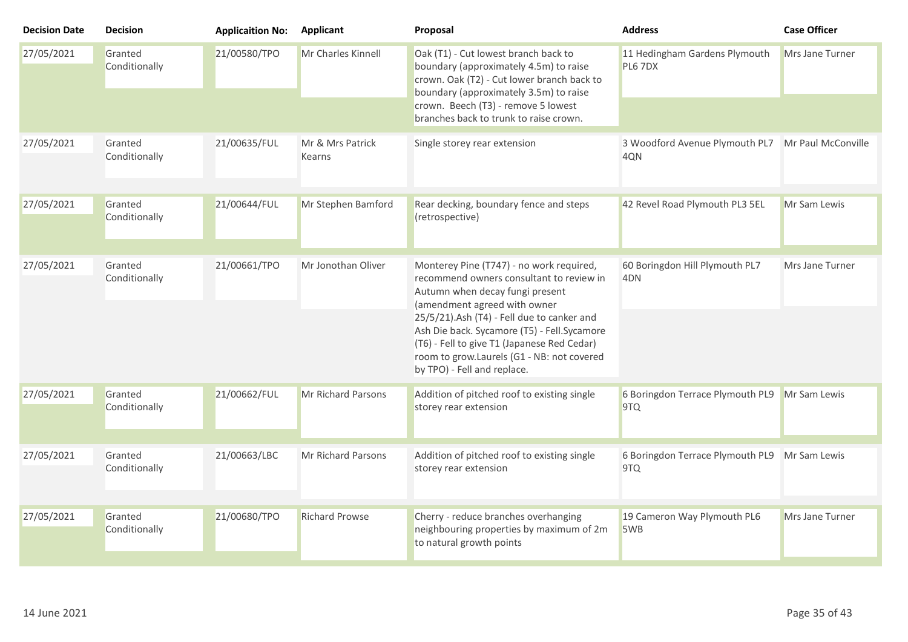| Decision Date | Decision | Applicaition No: | Applicant | Proposal | Address | Case Officer |
|---|---|---|---|---|---|---|
| 27/05/2021 | Granted Conditionally | 21/00580/TPO | Mr Charles Kinnell | Oak (T1) - Cut lowest branch back to boundary (approximately 4.5m) to raise crown. Oak (T2) - Cut lower branch back to boundary (approximately 3.5m) to raise crown. Beech (T3) - remove 5 lowest branches back to trunk to raise crown. | 11 Hedingham Gardens Plymouth PL6 7DX | Mrs Jane Turner |
| 27/05/2021 | Granted Conditionally | 21/00635/FUL | Mr & Mrs Patrick Kearns | Single storey rear extension | 3 Woodford Avenue Plymouth PL7 4QN | Mr Paul McConville |
| 27/05/2021 | Granted Conditionally | 21/00644/FUL | Mr Stephen Bamford | Rear decking, boundary fence and steps (retrospective) | 42 Revel Road Plymouth PL3 5EL | Mr Sam Lewis |
| 27/05/2021 | Granted Conditionally | 21/00661/TPO | Mr Jonothan Oliver | Monterey Pine (T747) - no work required, recommend owners consultant to review in Autumn when decay fungi present (amendment agreed with owner 25/5/21).Ash (T4) - Fell due to canker and Ash Die back. Sycamore (T5) - Fell.Sycamore (T6) - Fell to give T1 (Japanese Red Cedar) room to grow.Laurels (G1 - NB: not covered by TPO) - Fell and replace. | 60 Boringdon Hill Plymouth PL7 4DN | Mrs Jane Turner |
| 27/05/2021 | Granted Conditionally | 21/00662/FUL | Mr Richard Parsons | Addition of pitched roof to existing single storey rear extension | 6 Boringdon Terrace Plymouth PL9 9TQ | Mr Sam Lewis |
| 27/05/2021 | Granted Conditionally | 21/00663/LBC | Mr Richard Parsons | Addition of pitched roof to existing single storey rear extension | 6 Boringdon Terrace Plymouth PL9 9TQ | Mr Sam Lewis |
| 27/05/2021 | Granted Conditionally | 21/00680/TPO | Richard Prowse | Cherry - reduce branches overhanging neighbouring properties by maximum of 2m to natural growth points | 19 Cameron Way Plymouth PL6 5WB | Mrs Jane Turner |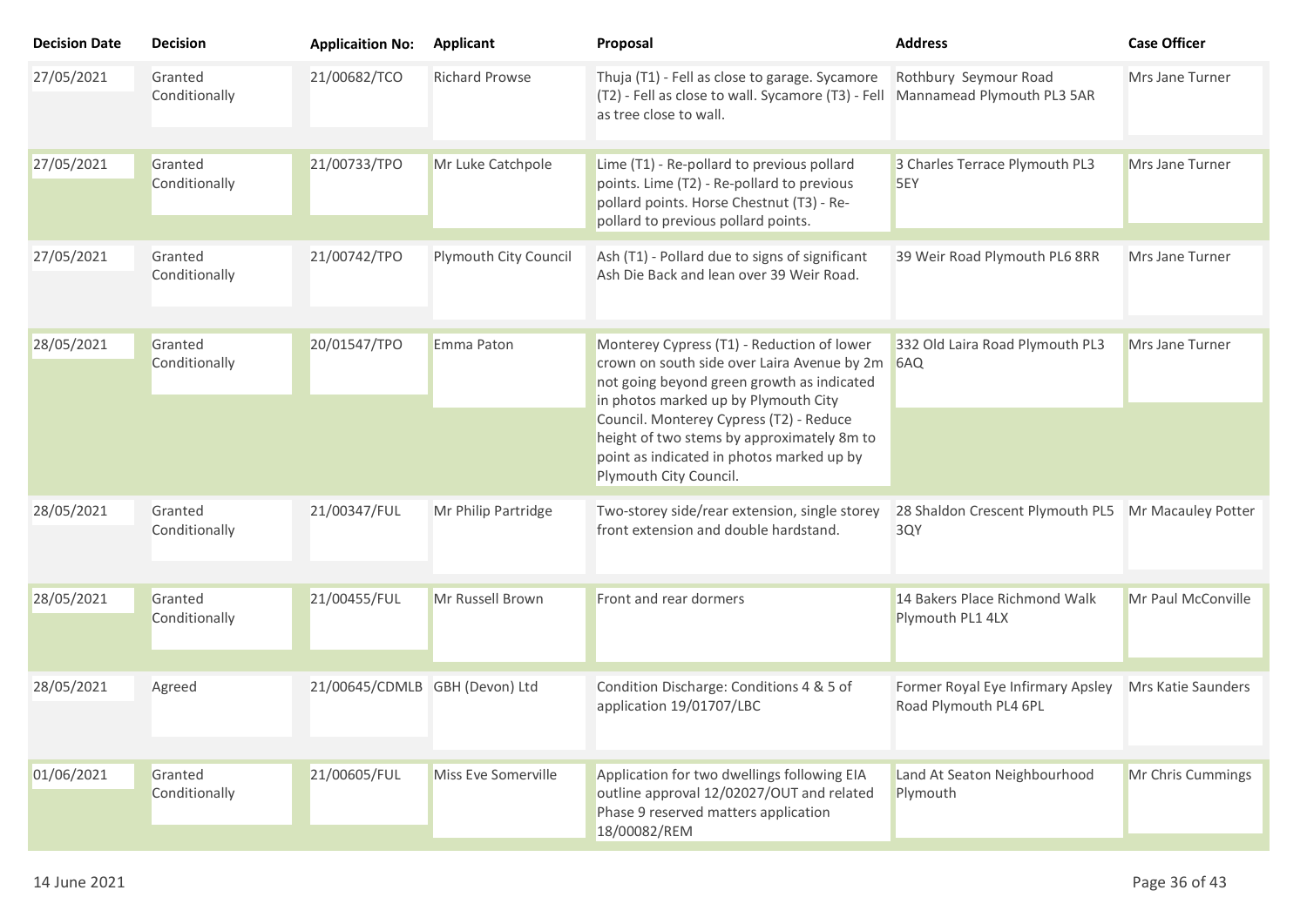| Decision Date | Decision | Applicaition No: | Applicant | Proposal | Address | Case Officer |
|---|---|---|---|---|---|---|
| 27/05/2021 | Granted Conditionally | 21/00682/TCO | Richard Prowse | Thuja (T1) - Fell as close to garage. Sycamore (T2) - Fell as close to wall. Sycamore (T3) - Fell as tree close to wall. | Rothbury Seymour Road Mannamead Plymouth PL3 5AR | Mrs Jane Turner |
| 27/05/2021 | Granted Conditionally | 21/00733/TPO | Mr Luke Catchpole | Lime (T1) - Re-pollard to previous pollard points. Lime (T2) - Re-pollard to previous pollard points. Horse Chestnut (T3) - Re-pollard to previous pollard points. | 3 Charles Terrace Plymouth PL3 5EY | Mrs Jane Turner |
| 27/05/2021 | Granted Conditionally | 21/00742/TPO | Plymouth City Council | Ash (T1) - Pollard due to signs of significant Ash Die Back and lean over 39 Weir Road. | 39 Weir Road Plymouth PL6 8RR | Mrs Jane Turner |
| 28/05/2021 | Granted Conditionally | 20/01547/TPO | Emma Paton | Monterey Cypress (T1) - Reduction of lower crown on south side over Laira Avenue by 2m not going beyond green growth as indicated in photos marked up by Plymouth City Council. Monterey Cypress (T2) - Reduce height of two stems by approximately 8m to point as indicated in photos marked up by Plymouth City Council. | 332 Old Laira Road Plymouth PL3 6AQ | Mrs Jane Turner |
| 28/05/2021 | Granted Conditionally | 21/00347/FUL | Mr Philip Partridge | Two-storey side/rear extension, single storey front extension and double hardstand. | 28 Shaldon Crescent Plymouth PL5 3QY | Mr Macauley Potter |
| 28/05/2021 | Granted Conditionally | 21/00455/FUL | Mr Russell Brown | Front and rear dormers | 14 Bakers Place Richmond Walk Plymouth PL1 4LX | Mr Paul McConville |
| 28/05/2021 | Agreed | 21/00645/CDMLB | GBH (Devon) Ltd | Condition Discharge: Conditions 4 & 5 of application 19/01707/LBC | Former Royal Eye Infirmary Apsley Road Plymouth PL4 6PL | Mrs Katie Saunders |
| 01/06/2021 | Granted Conditionally | 21/00605/FUL | Miss Eve Somerville | Application for two dwellings following EIA outline approval 12/02027/OUT and related Phase 9 reserved matters application 18/00082/REM | Land At Seaton Neighbourhood Plymouth | Mr Chris Cummings |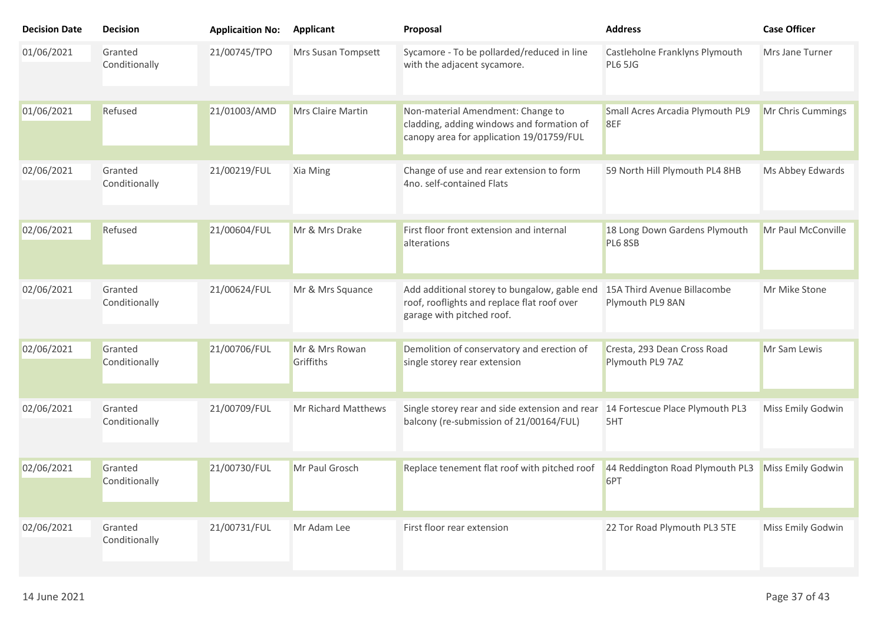| Decision Date | Decision | Applicaition No: | Applicant | Proposal | Address | Case Officer |
|---|---|---|---|---|---|---|
| 01/06/2021 | Granted Conditionally | 21/00745/TPO | Mrs Susan Tompsett | Sycamore - To be pollarded/reduced in line with the adjacent sycamore. | Castleholne Franklyns Plymouth PL6 5JG | Mrs Jane Turner |
| 01/06/2021 | Refused | 21/01003/AMD | Mrs Claire Martin | Non-material Amendment: Change to cladding, adding windows and formation of canopy area for application 19/01759/FUL | Small Acres Arcadia Plymouth PL9 8EF | Mr Chris Cummings |
| 02/06/2021 | Granted Conditionally | 21/00219/FUL | Xia Ming | Change of use and rear extension to form 4no. self-contained Flats | 59 North Hill Plymouth PL4 8HB | Ms Abbey Edwards |
| 02/06/2021 | Refused | 21/00604/FUL | Mr & Mrs Drake | First floor front extension and internal alterations | 18 Long Down Gardens Plymouth PL6 8SB | Mr Paul McConville |
| 02/06/2021 | Granted Conditionally | 21/00624/FUL | Mr & Mrs Squance | Add additional storey to bungalow, gable end roof, rooflights and replace flat roof over garage with pitched roof. | 15A Third Avenue Billacombe Plymouth PL9 8AN | Mr Mike Stone |
| 02/06/2021 | Granted Conditionally | 21/00706/FUL | Mr & Mrs Rowan Griffiths | Demolition of conservatory and erection of single storey rear extension | Cresta, 293 Dean Cross Road Plymouth PL9 7AZ | Mr Sam Lewis |
| 02/06/2021 | Granted Conditionally | 21/00709/FUL | Mr Richard Matthews | Single storey rear and side extension and rear balcony (re-submission of 21/00164/FUL) | 14 Fortescue Place Plymouth PL3 5HT | Miss Emily Godwin |
| 02/06/2021 | Granted Conditionally | 21/00730/FUL | Mr Paul Grosch | Replace tenement flat roof with pitched roof | 44 Reddington Road Plymouth PL3 6PT | Miss Emily Godwin |
| 02/06/2021 | Granted Conditionally | 21/00731/FUL | Mr Adam Lee | First floor rear extension | 22 Tor Road Plymouth PL3 5TE | Miss Emily Godwin |

14 June 2021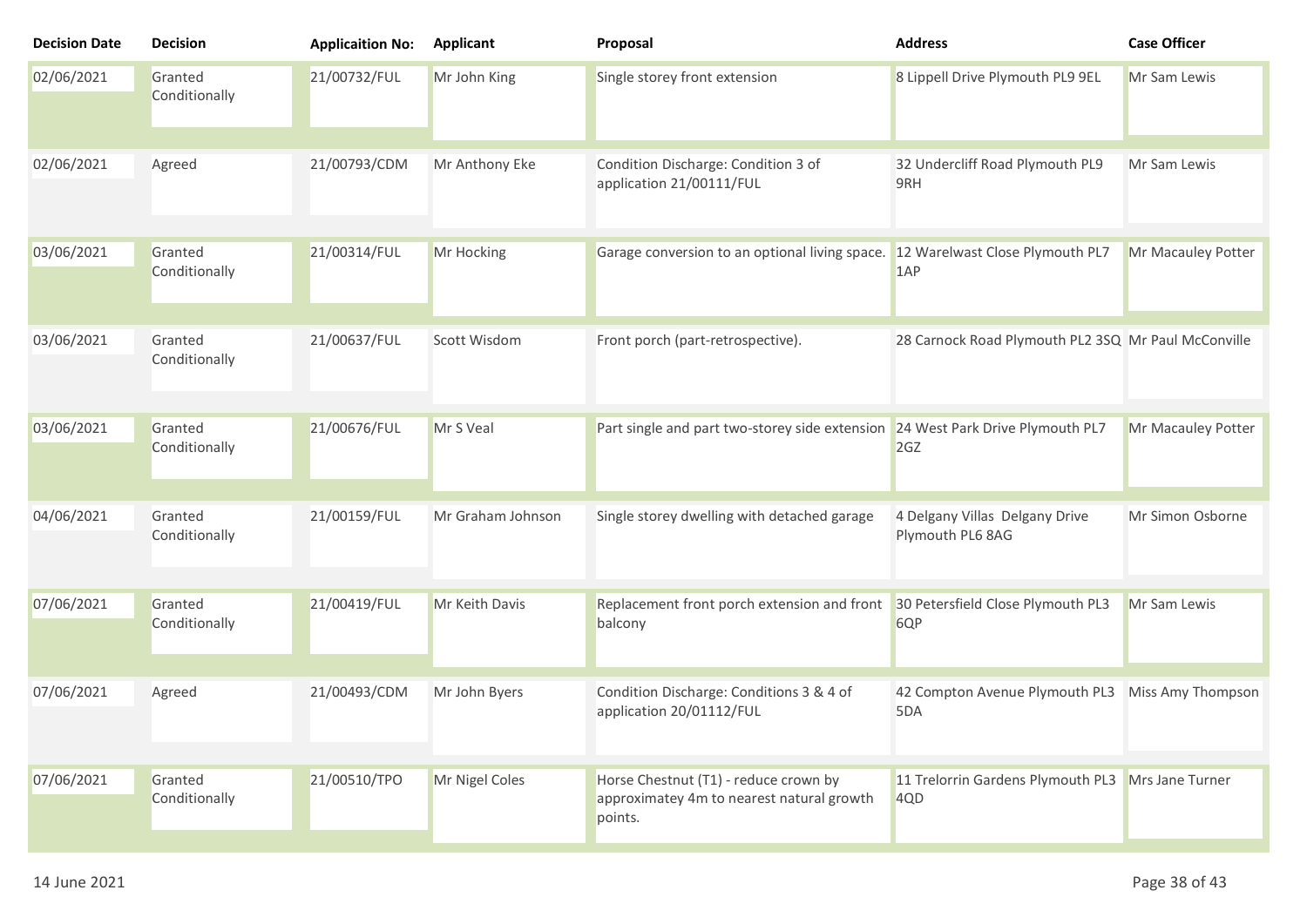| Decision Date | Decision | Applicaition No: | Applicant | Proposal | Address | Case Officer |
|---|---|---|---|---|---|---|
| 02/06/2021 | Granted Conditionally | 21/00732/FUL | Mr John King | Single storey front extension | 8 Lippell Drive Plymouth PL9 9EL | Mr Sam Lewis |
| 02/06/2021 | Agreed | 21/00793/CDM | Mr Anthony Eke | Condition Discharge: Condition 3 of application 21/00111/FUL | 32 Undercliff Road Plymouth PL9 9RH | Mr Sam Lewis |
| 03/06/2021 | Granted Conditionally | 21/00314/FUL | Mr Hocking | Garage conversion to an optional living space. | 12 Warelwast Close Plymouth PL7 1AP | Mr Macauley Potter |
| 03/06/2021 | Granted Conditionally | 21/00637/FUL | Scott Wisdom | Front porch (part-retrospective). | 28 Carnock Road Plymouth PL2 3SQ | Mr Paul McConville |
| 03/06/2021 | Granted Conditionally | 21/00676/FUL | Mr S Veal | Part single and part two-storey side extension | 24 West Park Drive Plymouth PL7 2GZ | Mr Macauley Potter |
| 04/06/2021 | Granted Conditionally | 21/00159/FUL | Mr Graham Johnson | Single storey dwelling with detached garage | 4 Delgany Villas Delgany Drive Plymouth PL6 8AG | Mr Simon Osborne |
| 07/06/2021 | Granted Conditionally | 21/00419/FUL | Mr Keith Davis | Replacement front porch extension and front balcony | 30 Petersfield Close Plymouth PL3 6QP | Mr Sam Lewis |
| 07/06/2021 | Agreed | 21/00493/CDM | Mr John Byers | Condition Discharge: Conditions 3 & 4 of application 20/01112/FUL | 42 Compton Avenue Plymouth PL3 5DA | Miss Amy Thompson |
| 07/06/2021 | Granted Conditionally | 21/00510/TPO | Mr Nigel Coles | Horse Chestnut (T1) - reduce crown by approximatey 4m to nearest natural growth points. | 11 Trelorrin Gardens Plymouth PL3 4QD | Mrs Jane Turner |

14 June 2021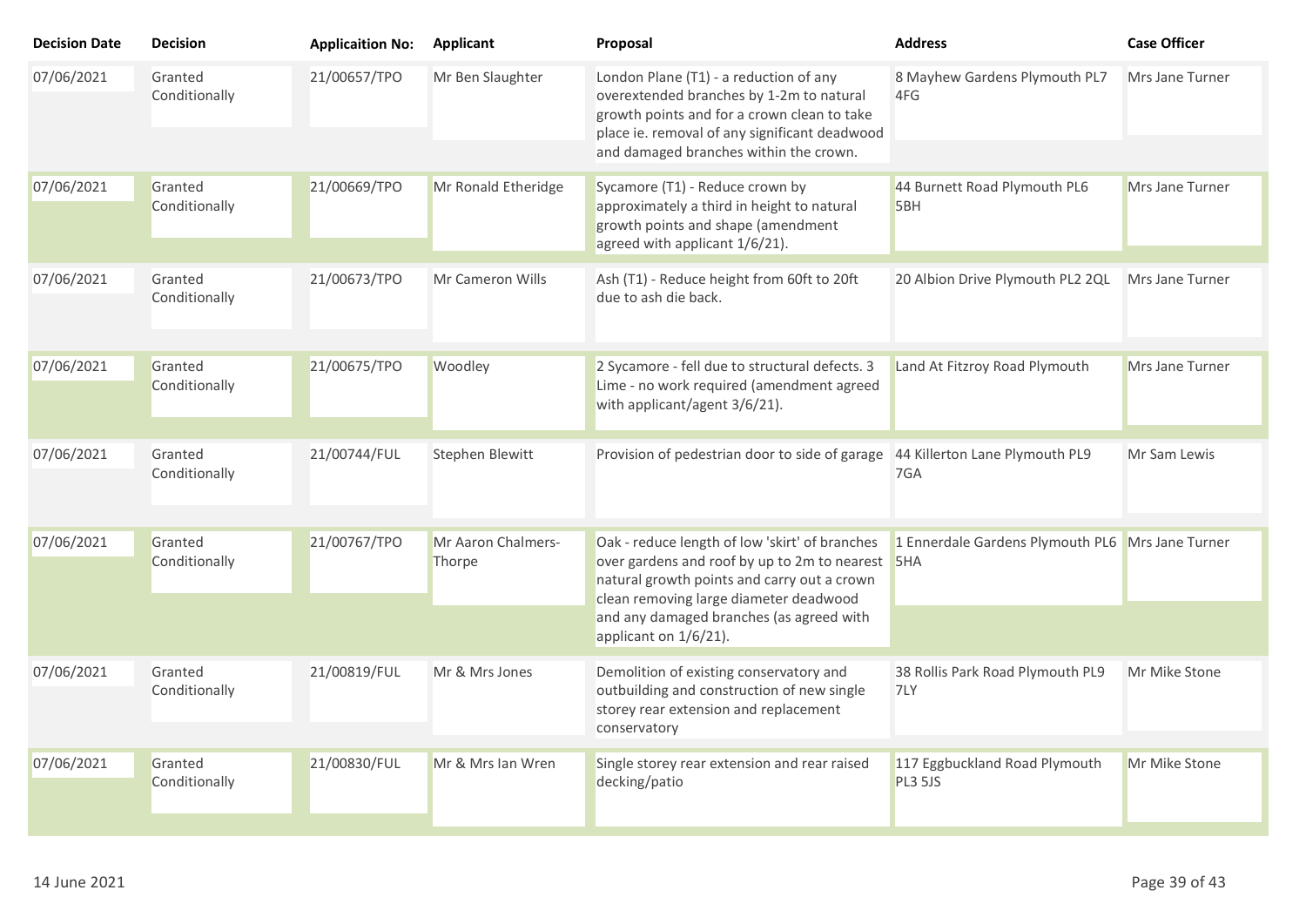| Decision Date | Decision | Applicaition No: | Applicant | Proposal | Address | Case Officer |
|---|---|---|---|---|---|---|
| 07/06/2021 | Granted Conditionally | 21/00657/TPO | Mr Ben Slaughter | London Plane (T1) - a reduction of any overextended branches by 1-2m to natural growth points and for a crown clean to take place ie. removal of any significant deadwood and damaged branches within the crown. | 8 Mayhew Gardens Plymouth PL7 4FG | Mrs Jane Turner |
| 07/06/2021 | Granted Conditionally | 21/00669/TPO | Mr Ronald Etheridge | Sycamore (T1) - Reduce crown by approximately a third in height to natural growth points and shape (amendment agreed with applicant 1/6/21). | 44 Burnett Road Plymouth PL6 5BH | Mrs Jane Turner |
| 07/06/2021 | Granted Conditionally | 21/00673/TPO | Mr Cameron Wills | Ash (T1) - Reduce height from 60ft to 20ft due to ash die back. | 20 Albion Drive Plymouth PL2 2QL | Mrs Jane Turner |
| 07/06/2021 | Granted Conditionally | 21/00675/TPO | Woodley | 2 Sycamore - fell due to structural defects. 3 Lime - no work required (amendment agreed with applicant/agent 3/6/21). | Land At Fitzroy Road Plymouth | Mrs Jane Turner |
| 07/06/2021 | Granted Conditionally | 21/00744/FUL | Stephen Blewitt | Provision of pedestrian door to side of garage | 44 Killerton Lane Plymouth PL9 7GA | Mr Sam Lewis |
| 07/06/2021 | Granted Conditionally | 21/00767/TPO | Mr Aaron Chalmers-Thorpe | Oak - reduce length of low 'skirt' of branches over gardens and roof by up to 2m to nearest natural growth points and carry out a crown clean removing large diameter deadwood and any damaged branches (as agreed with applicant on 1/6/21). | 1 Ennerdale Gardens Plymouth PL6 5HA | Mrs Jane Turner |
| 07/06/2021 | Granted Conditionally | 21/00819/FUL | Mr & Mrs Jones | Demolition of existing conservatory and outbuilding and construction of new single storey rear extension and replacement conservatory | 38 Rollis Park Road Plymouth PL9 7LY | Mr Mike Stone |
| 07/06/2021 | Granted Conditionally | 21/00830/FUL | Mr & Mrs Ian Wren | Single storey rear extension and rear raised decking/patio | 117 Eggbuckland Road Plymouth PL3 5JS | Mr Mike Stone |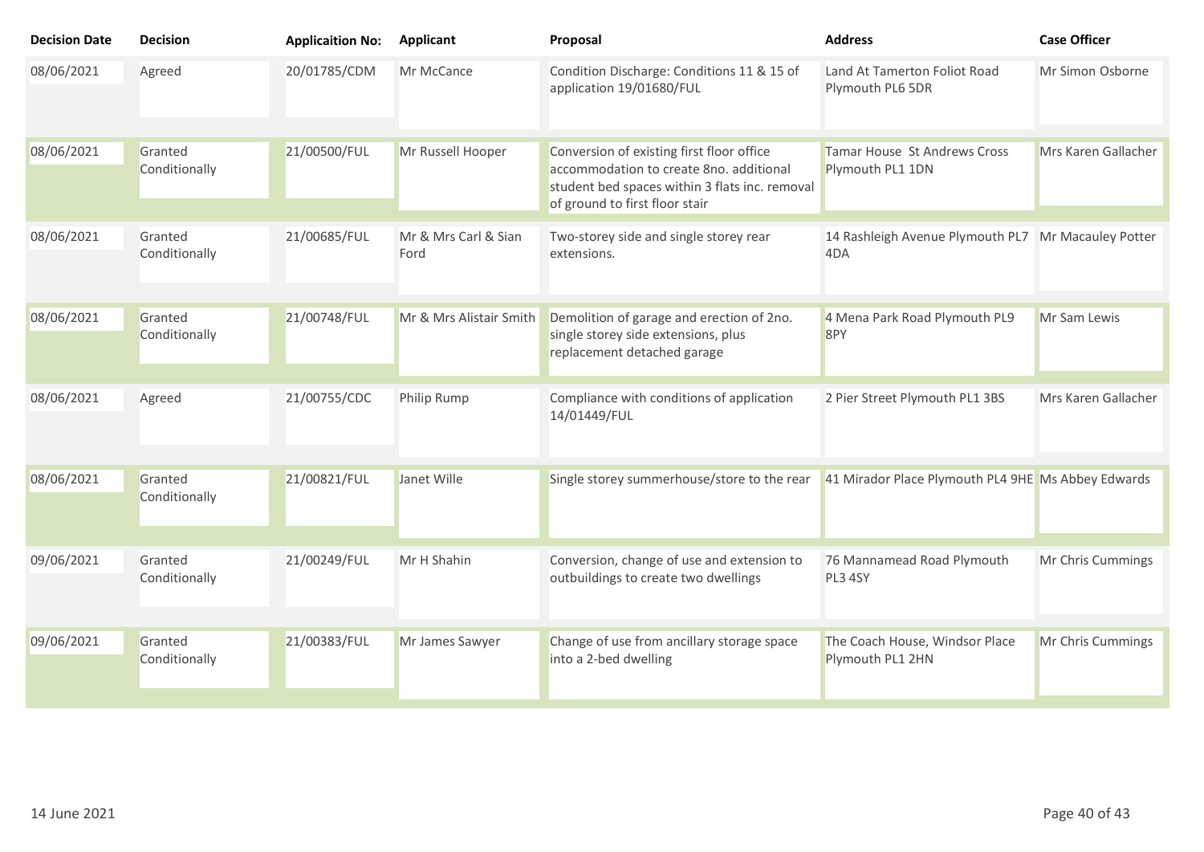| Decision Date | Decision | Applicaition No: | Applicant | Proposal | Address | Case Officer |
|---|---|---|---|---|---|---|
| 08/06/2021 | Agreed | 20/01785/CDM | Mr McCance | Condition Discharge: Conditions 11 & 15 of application 19/01680/FUL | Land At Tamerton Foliot Road Plymouth PL6 5DR | Mr Simon Osborne |
| 08/06/2021 | Granted Conditionally | 21/00500/FUL | Mr Russell Hooper | Conversion of existing first floor office accommodation to create 8no. additional student bed spaces within 3 flats inc. removal of ground to first floor stair | Tamar House St Andrews Cross Plymouth PL1 1DN | Mrs Karen Gallacher |
| 08/06/2021 | Granted Conditionally | 21/00685/FUL | Mr & Mrs Carl & Sian Ford | Two-storey side and single storey rear extensions. | 14 Rashleigh Avenue Plymouth PL7 4DA | Mr Macauley Potter |
| 08/06/2021 | Granted Conditionally | 21/00748/FUL | Mr & Mrs Alistair Smith | Demolition of garage and erection of 2no. single storey side extensions, plus replacement detached garage | 4 Mena Park Road Plymouth PL9 8PY | Mr Sam Lewis |
| 08/06/2021 | Agreed | 21/00755/CDC | Philip Rump | Compliance with conditions of application 14/01449/FUL | 2 Pier Street Plymouth PL1 3BS | Mrs Karen Gallacher |
| 08/06/2021 | Granted Conditionally | 21/00821/FUL | Janet Wille | Single storey summerhouse/store to the rear | 41 Mirador Place Plymouth PL4 9HE | Ms Abbey Edwards |
| 09/06/2021 | Granted Conditionally | 21/00249/FUL | Mr H Shahin | Conversion, change of use and extension to outbuildings to create two dwellings | 76 Mannamead Road Plymouth PL3 4SY | Mr Chris Cummings |
| 09/06/2021 | Granted Conditionally | 21/00383/FUL | Mr James Sawyer | Change of use from ancillary storage space into a 2-bed dwelling | The Coach House, Windsor Place Plymouth PL1 2HN | Mr Chris Cummings |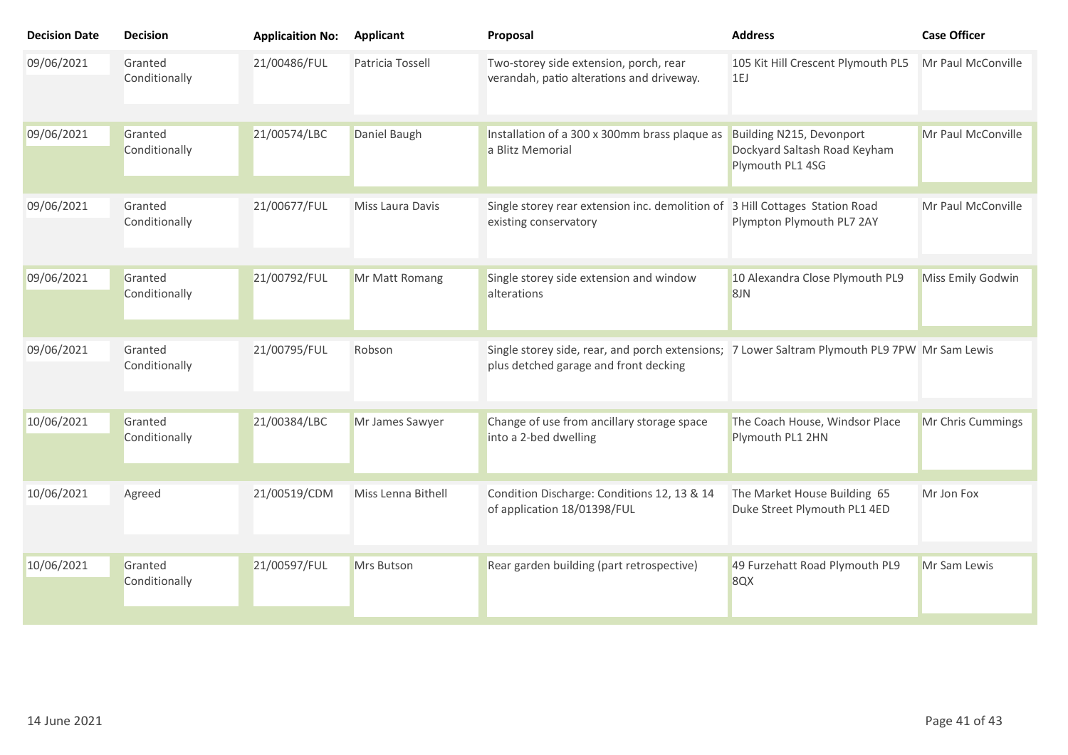| Decision Date | Decision | Applicaition No: | Applicant | Proposal | Address | Case Officer |
|---|---|---|---|---|---|---|
| 09/06/2021 | Granted Conditionally | 21/00486/FUL | Patricia Tossell | Two-storey side extension, porch, rear verandah, patio alterations and driveway. | 105 Kit Hill Crescent Plymouth PL5 1EJ | Mr Paul McConville |
| 09/06/2021 | Granted Conditionally | 21/00574/LBC | Daniel Baugh | Installation of a 300 x 300mm brass plaque as a Blitz Memorial | Building N215, Devonport Dockyard Saltash Road Keyham Plymouth PL1 4SG | Mr Paul McConville |
| 09/06/2021 | Granted Conditionally | 21/00677/FUL | Miss Laura Davis | Single storey rear extension inc. demolition of existing conservatory | 3 Hill Cottages Station Road Plympton Plymouth PL7 2AY | Mr Paul McConville |
| 09/06/2021 | Granted Conditionally | 21/00792/FUL | Mr Matt Romang | Single storey side extension and window alterations | 10 Alexandra Close Plymouth PL9 8JN | Miss Emily Godwin |
| 09/06/2021 | Granted Conditionally | 21/00795/FUL | Robson | Single storey side, rear, and porch extensions; plus detched garage and front decking | 7 Lower Saltram Plymouth PL9 7PW | Mr Sam Lewis |
| 10/06/2021 | Granted Conditionally | 21/00384/LBC | Mr James Sawyer | Change of use from ancillary storage space into a 2-bed dwelling | The Coach House, Windsor Place Plymouth PL1 2HN | Mr Chris Cummings |
| 10/06/2021 | Agreed | 21/00519/CDM | Miss Lenna Bithell | Condition Discharge: Conditions 12, 13 & 14 of application 18/01398/FUL | The Market House Building 65 Duke Street Plymouth PL1 4ED | Mr Jon Fox |
| 10/06/2021 | Granted Conditionally | 21/00597/FUL | Mrs Butson | Rear garden building (part retrospective) | 49 Furzehatt Road Plymouth PL9 8QX | Mr Sam Lewis |

14 June 2021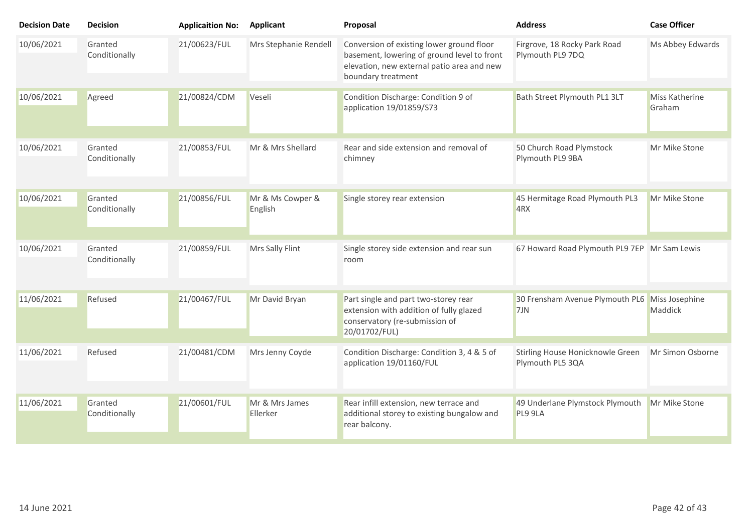| Decision Date | Decision | Applicaition No: | Applicant | Proposal | Address | Case Officer |
|---|---|---|---|---|---|---|
| 10/06/2021 | Granted Conditionally | 21/00623/FUL | Mrs Stephanie Rendell | Conversion of existing lower ground floor basement, lowering of ground level to front elevation, new external patio area and new boundary treatment | Firgrove, 18 Rocky Park Road Plymouth PL9 7DQ | Ms Abbey Edwards |
| 10/06/2021 | Agreed | 21/00824/CDM | Veseli | Condition Discharge: Condition 9 of application 19/01859/S73 | Bath Street Plymouth PL1 3LT | Miss Katherine Graham |
| 10/06/2021 | Granted Conditionally | 21/00853/FUL | Mr & Mrs Shellard | Rear and side extension and removal of chimney | 50 Church Road Plymstock Plymouth PL9 9BA | Mr Mike Stone |
| 10/06/2021 | Granted Conditionally | 21/00856/FUL | Mr & Ms Cowper & English | Single storey rear extension | 45 Hermitage Road Plymouth PL3 4RX | Mr Mike Stone |
| 10/06/2021 | Granted Conditionally | 21/00859/FUL | Mrs Sally Flint | Single storey side extension and rear sun room | 67 Howard Road Plymouth PL9 7EP | Mr Sam Lewis |
| 11/06/2021 | Refused | 21/00467/FUL | Mr David Bryan | Part single and part two-storey rear extension with addition of fully glazed conservatory (re-submission of 20/01702/FUL) | 30 Frensham Avenue Plymouth PL6 7JN | Miss Josephine Maddick |
| 11/06/2021 | Refused | 21/00481/CDM | Mrs Jenny Coyde | Condition Discharge: Condition 3, 4 & 5 of application 19/01160/FUL | Stirling House Honicknowle Green Plymouth PL5 3QA | Mr Simon Osborne |
| 11/06/2021 | Granted Conditionally | 21/00601/FUL | Mr & Mrs James Ellerker | Rear infill extension, new terrace and additional storey to existing bungalow and rear balcony. | 49 Underlane Plymstock Plymouth PL9 9LA | Mr Mike Stone |

14 June 2021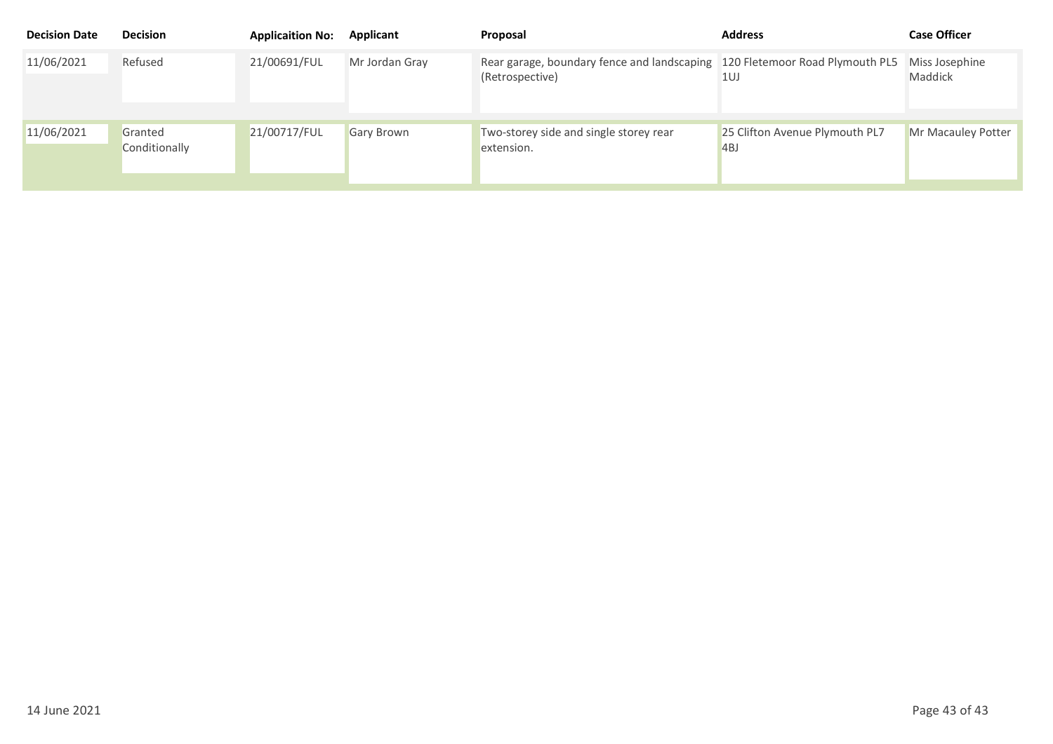| Decision Date | Decision | Applicaition No: | Applicant | Proposal | Address | Case Officer |
|---|---|---|---|---|---|---|
| 11/06/2021 | Refused | 21/00691/FUL | Mr Jordan Gray | Rear garage, boundary fence and landscaping (Retrospective) | 120 Fletemoor Road Plymouth PL5 1UJ | Miss Josephine Maddick |
| 11/06/2021 | Granted Conditionally | 21/00717/FUL | Gary Brown | Two-storey side and single storey rear extension. | 25 Clifton Avenue Plymouth PL7 4BJ | Mr Macauley Potter |